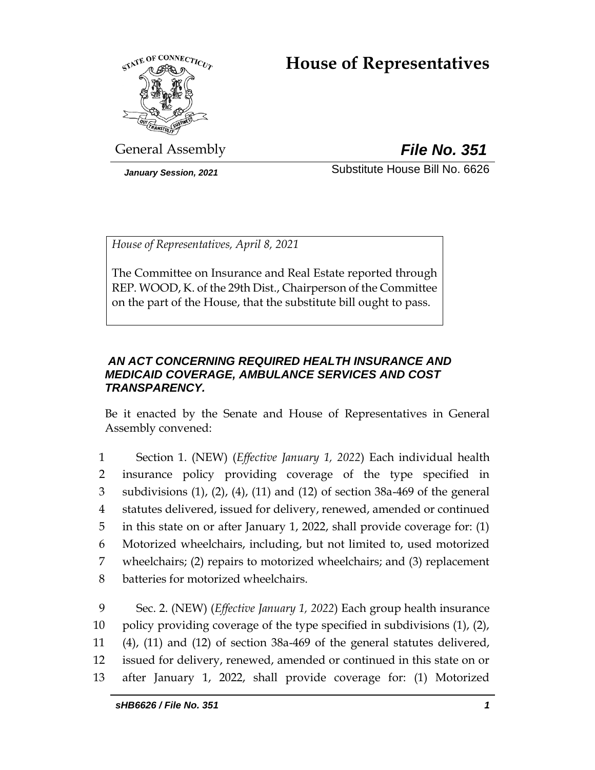# House of Representatives

General Assembly

***File No. 351***

*January Session, 2021*

Substitute House Bill No. 6626

*House of Representatives, April 8, 2021*

The Committee on Insurance and Real Estate reported through REP. WOOD, K. of the 29th Dist., Chairperson of the Committee on the part of the House, that the substitute bill ought to pass.

***AN ACT CONCERNING REQUIRED HEALTH INSURANCE AND MEDICAID COVERAGE, AMBULANCE SERVICES AND COST TRANSPARENCY.***

Be it enacted by the Senate and House of Representatives in General Assembly convened:

1 Section 1. (NEW) (*Effective January 1, 2022*) Each individual health
2 insurance policy providing coverage of the type specified in
3 subdivisions (1), (2), (4), (11) and (12) of section 38a-469 of the general
4 statutes delivered, issued for delivery, renewed, amended or continued
5 in this state on or after January 1, 2022, shall provide coverage for: (1)
6 Motorized wheelchairs, including, but not limited to, used motorized
7 wheelchairs; (2) repairs to motorized wheelchairs; and (3) replacement
8 batteries for motorized wheelchairs.

9 Sec. 2. (NEW) (*Effective January 1, 2022*) Each group health insurance
10 policy providing coverage of the type specified in subdivisions (1), (2),
11 (4), (11) and (12) of section 38a-469 of the general statutes delivered,
12 issued for delivery, renewed, amended or continued in this state on or
13 after January 1, 2022, shall provide coverage for: (1) Motorized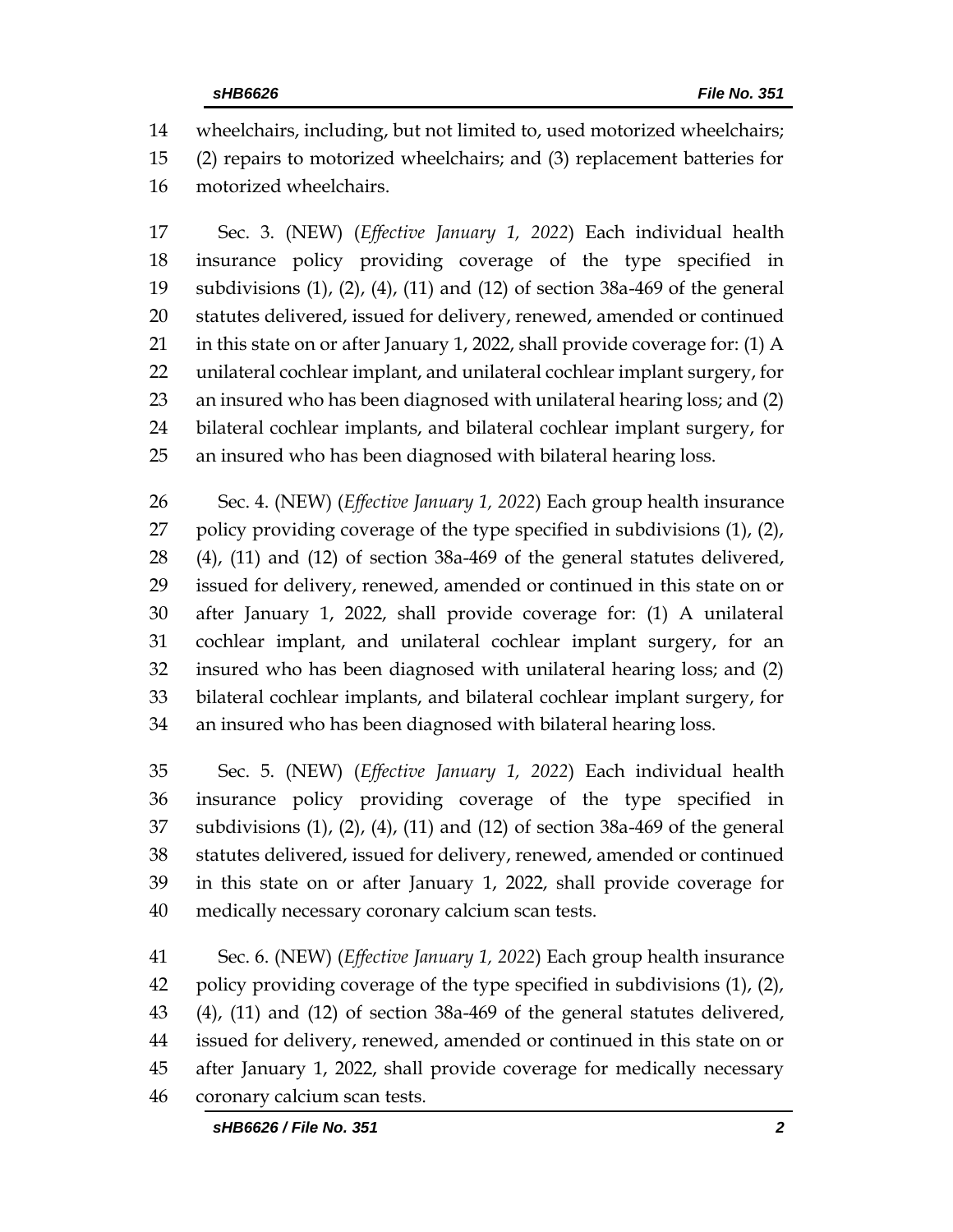wheelchairs, including, but not limited to, used motorized wheelchairs; (2) repairs to motorized wheelchairs; and (3) replacement batteries for motorized wheelchairs.

Sec. 3. (NEW) (*Effective January 1, 2022*) Each individual health insurance policy providing coverage of the type specified in subdivisions (1), (2), (4), (11) and (12) of section 38a-469 of the general statutes delivered, issued for delivery, renewed, amended or continued in this state on or after January 1, 2022, shall provide coverage for: (1) A unilateral cochlear implant, and unilateral cochlear implant surgery, for an insured who has been diagnosed with unilateral hearing loss; and (2) bilateral cochlear implants, and bilateral cochlear implant surgery, for an insured who has been diagnosed with bilateral hearing loss.

Sec. 4. (NEW) (*Effective January 1, 2022*) Each group health insurance policy providing coverage of the type specified in subdivisions (1), (2), (4), (11) and (12) of section 38a-469 of the general statutes delivered, issued for delivery, renewed, amended or continued in this state on or after January 1, 2022, shall provide coverage for: (1) A unilateral cochlear implant, and unilateral cochlear implant surgery, for an insured who has been diagnosed with unilateral hearing loss; and (2) bilateral cochlear implants, and bilateral cochlear implant surgery, for an insured who has been diagnosed with bilateral hearing loss.

Sec. 5. (NEW) (*Effective January 1, 2022*) Each individual health insurance policy providing coverage of the type specified in subdivisions (1), (2), (4), (11) and (12) of section 38a-469 of the general statutes delivered, issued for delivery, renewed, amended or continued in this state on or after January 1, 2022, shall provide coverage for medically necessary coronary calcium scan tests.

Sec. 6. (NEW) (*Effective January 1, 2022*) Each group health insurance policy providing coverage of the type specified in subdivisions (1), (2), (4), (11) and (12) of section 38a-469 of the general statutes delivered, issued for delivery, renewed, amended or continued in this state on or after January 1, 2022, shall provide coverage for medically necessary coronary calcium scan tests.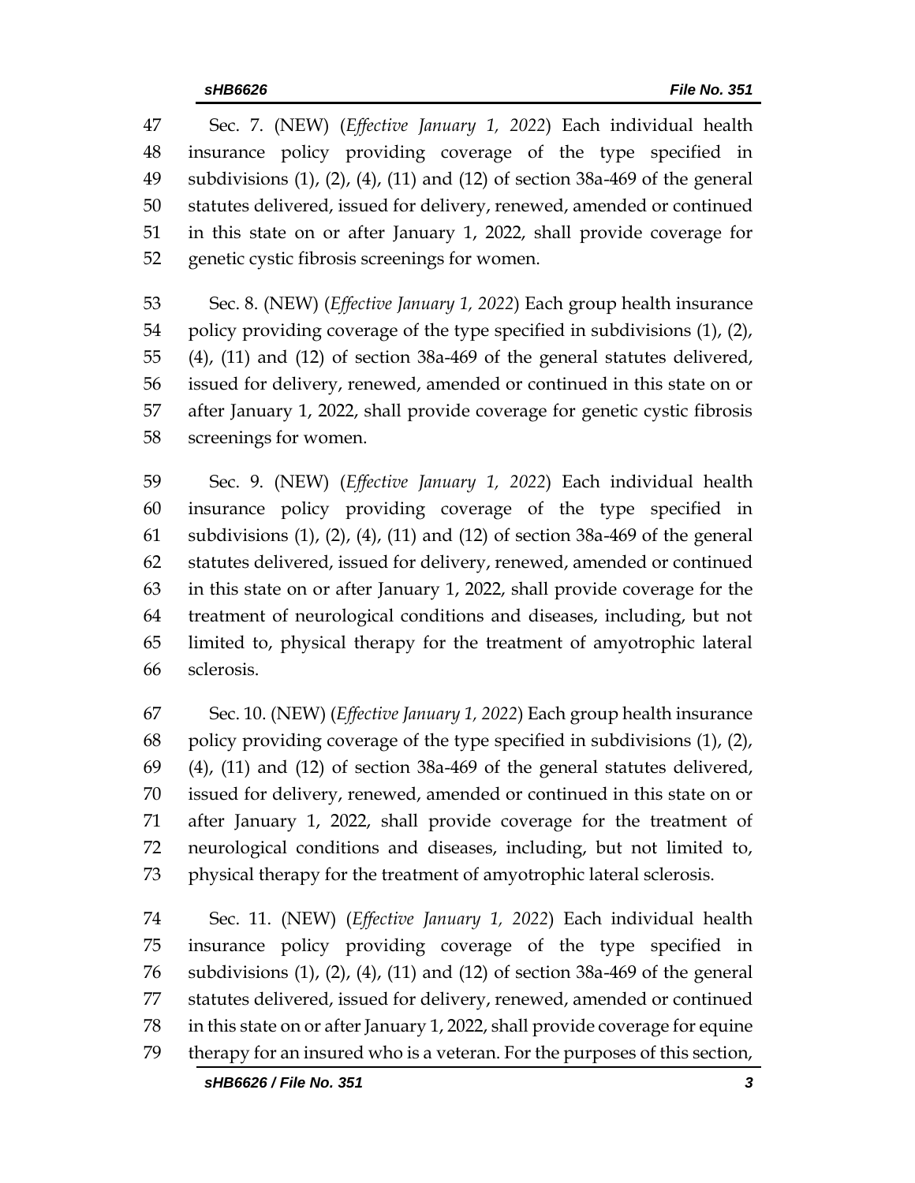Sec. 7. (NEW) (*Effective January 1, 2022*) Each individual health insurance policy providing coverage of the type specified in subdivisions (1), (2), (4), (11) and (12) of section 38a-469 of the general statutes delivered, issued for delivery, renewed, amended or continued in this state on or after January 1, 2022, shall provide coverage for genetic cystic fibrosis screenings for women.

Sec. 8. (NEW) (*Effective January 1, 2022*) Each group health insurance policy providing coverage of the type specified in subdivisions (1), (2), (4), (11) and (12) of section 38a-469 of the general statutes delivered, issued for delivery, renewed, amended or continued in this state on or after January 1, 2022, shall provide coverage for genetic cystic fibrosis screenings for women.

Sec. 9. (NEW) (*Effective January 1, 2022*) Each individual health insurance policy providing coverage of the type specified in subdivisions (1), (2), (4), (11) and (12) of section 38a-469 of the general statutes delivered, issued for delivery, renewed, amended or continued in this state on or after January 1, 2022, shall provide coverage for the treatment of neurological conditions and diseases, including, but not limited to, physical therapy for the treatment of amyotrophic lateral sclerosis.

Sec. 10. (NEW) (*Effective January 1, 2022*) Each group health insurance policy providing coverage of the type specified in subdivisions (1), (2), (4), (11) and (12) of section 38a-469 of the general statutes delivered, issued for delivery, renewed, amended or continued in this state on or after January 1, 2022, shall provide coverage for the treatment of neurological conditions and diseases, including, but not limited to, physical therapy for the treatment of amyotrophic lateral sclerosis.

Sec. 11. (NEW) (*Effective January 1, 2022*) Each individual health insurance policy providing coverage of the type specified in subdivisions (1), (2), (4), (11) and (12) of section 38a-469 of the general statutes delivered, issued for delivery, renewed, amended or continued in this state on or after January 1, 2022, shall provide coverage for equine therapy for an insured who is a veteran. For the purposes of this section,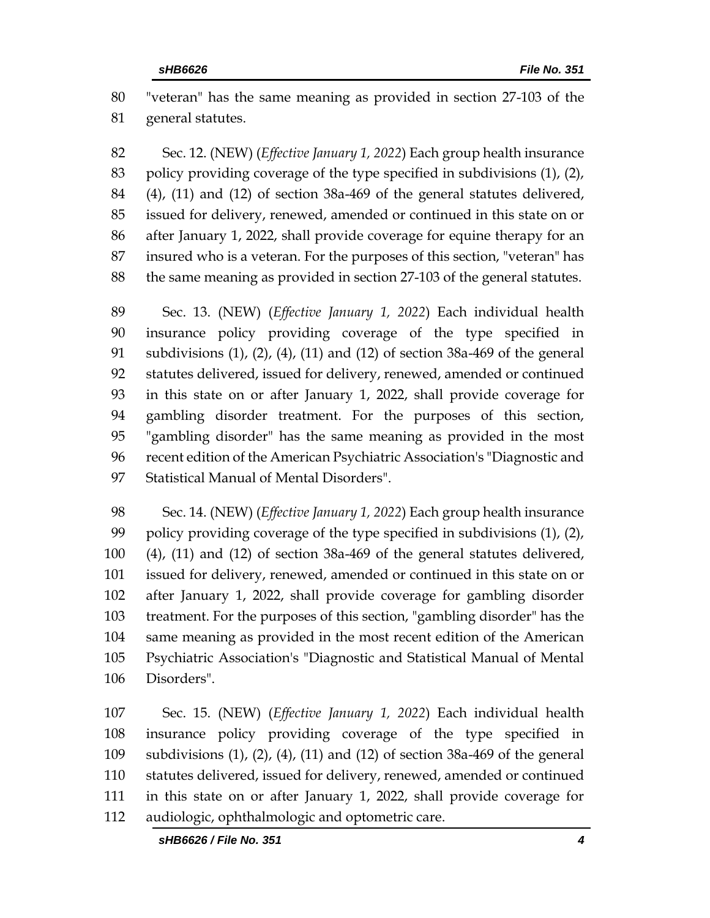"veteran" has the same meaning as provided in section 27-103 of the general statutes.

Sec. 12. (NEW) (*Effective January 1, 2022*) Each group health insurance policy providing coverage of the type specified in subdivisions (1), (2), (4), (11) and (12) of section 38a-469 of the general statutes delivered, issued for delivery, renewed, amended or continued in this state on or after January 1, 2022, shall provide coverage for equine therapy for an insured who is a veteran. For the purposes of this section, "veteran" has the same meaning as provided in section 27-103 of the general statutes.

Sec. 13. (NEW) (*Effective January 1, 2022*) Each individual health insurance policy providing coverage of the type specified in subdivisions (1), (2), (4), (11) and (12) of section 38a-469 of the general statutes delivered, issued for delivery, renewed, amended or continued in this state on or after January 1, 2022, shall provide coverage for gambling disorder treatment. For the purposes of this section, "gambling disorder" has the same meaning as provided in the most recent edition of the American Psychiatric Association's "Diagnostic and Statistical Manual of Mental Disorders".

Sec. 14. (NEW) (*Effective January 1, 2022*) Each group health insurance policy providing coverage of the type specified in subdivisions (1), (2), (4), (11) and (12) of section 38a-469 of the general statutes delivered, issued for delivery, renewed, amended or continued in this state on or after January 1, 2022, shall provide coverage for gambling disorder treatment. For the purposes of this section, "gambling disorder" has the same meaning as provided in the most recent edition of the American Psychiatric Association's "Diagnostic and Statistical Manual of Mental Disorders".

Sec. 15. (NEW) (*Effective January 1, 2022*) Each individual health insurance policy providing coverage of the type specified in subdivisions (1), (2), (4), (11) and (12) of section 38a-469 of the general statutes delivered, issued for delivery, renewed, amended or continued in this state on or after January 1, 2022, shall provide coverage for audiologic, ophthalmologic and optometric care.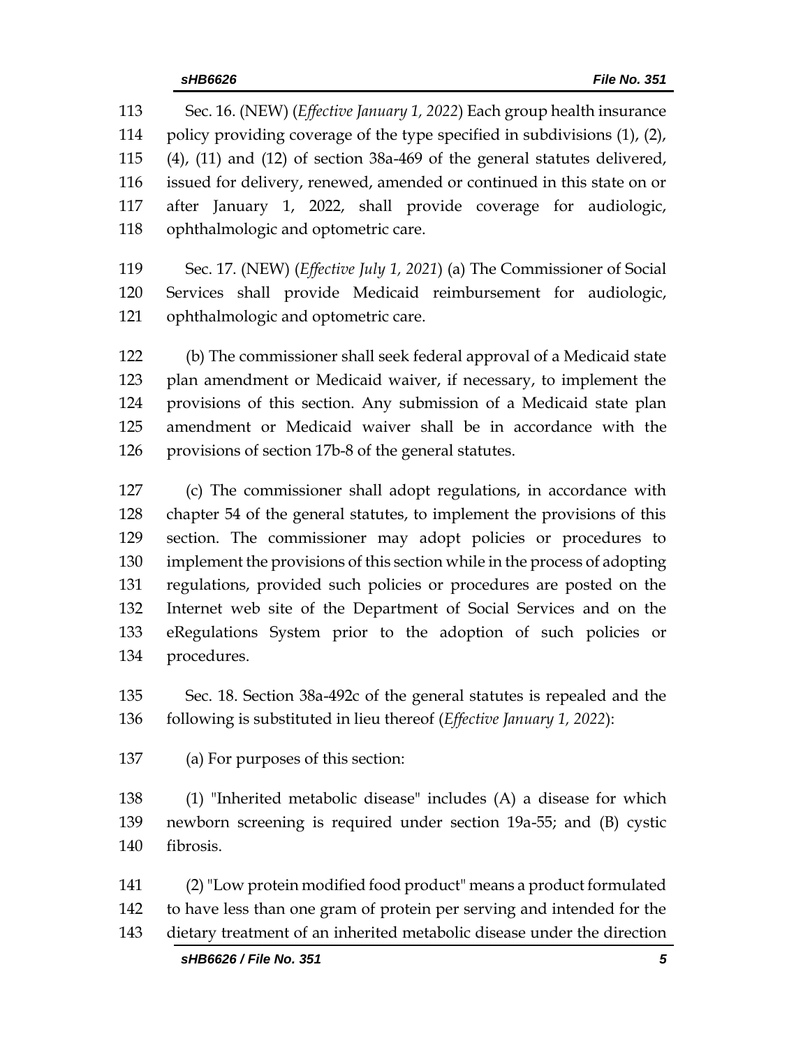Sec. 16. (NEW) (*Effective January 1, 2022*) Each group health insurance policy providing coverage of the type specified in subdivisions (1), (2), (4), (11) and (12) of section 38a-469 of the general statutes delivered, issued for delivery, renewed, amended or continued in this state on or after January 1, 2022, shall provide coverage for audiologic, ophthalmologic and optometric care.

Sec. 17. (NEW) (*Effective July 1, 2021*) (a) The Commissioner of Social Services shall provide Medicaid reimbursement for audiologic, ophthalmologic and optometric care.

(b) The commissioner shall seek federal approval of a Medicaid state plan amendment or Medicaid waiver, if necessary, to implement the provisions of this section. Any submission of a Medicaid state plan amendment or Medicaid waiver shall be in accordance with the provisions of section 17b-8 of the general statutes.

(c) The commissioner shall adopt regulations, in accordance with chapter 54 of the general statutes, to implement the provisions of this section. The commissioner may adopt policies or procedures to implement the provisions of this section while in the process of adopting regulations, provided such policies or procedures are posted on the Internet web site of the Department of Social Services and on the eRegulations System prior to the adoption of such policies or procedures.

Sec. 18. Section 38a-492c of the general statutes is repealed and the following is substituted in lieu thereof (*Effective January 1, 2022*):

(a) For purposes of this section:

(1) "Inherited metabolic disease" includes (A) a disease for which newborn screening is required under section 19a-55; and (B) cystic fibrosis.

(2) "Low protein modified food product" means a product formulated to have less than one gram of protein per serving and intended for the dietary treatment of an inherited metabolic disease under the direction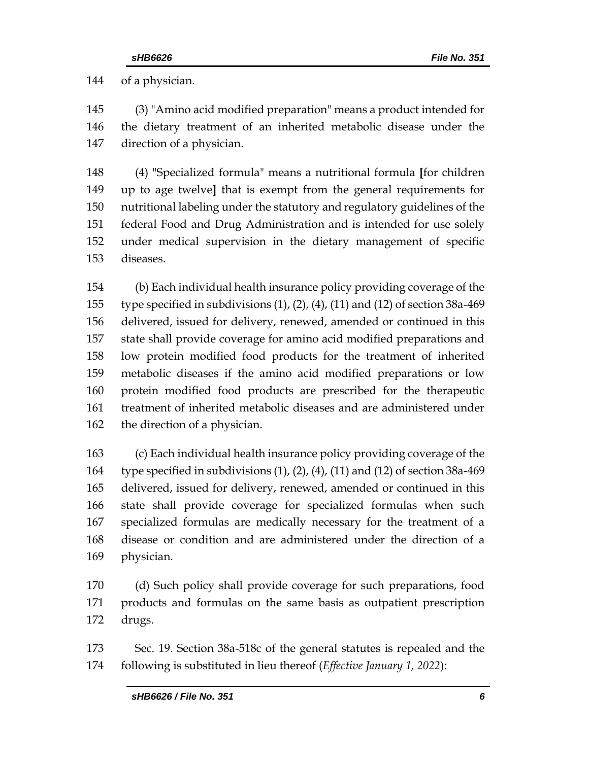144 of a physician.

145 (3) "Amino acid modified preparation" means a product intended for
146 the dietary treatment of an inherited metabolic disease under the
147 direction of a physician.

148 (4) "Specialized formula" means a nutritional formula **[**for children
149 up to age twelve**]** that is exempt from the general requirements for
150 nutritional labeling under the statutory and regulatory guidelines of the
151 federal Food and Drug Administration and is intended for use solely
152 under medical supervision in the dietary management of specific
153 diseases.

154 (b) Each individual health insurance policy providing coverage of the
155 type specified in subdivisions (1), (2), (4), (11) and (12) of section 38a-469
156 delivered, issued for delivery, renewed, amended or continued in this
157 state shall provide coverage for amino acid modified preparations and
158 low protein modified food products for the treatment of inherited
159 metabolic diseases if the amino acid modified preparations or low
160 protein modified food products are prescribed for the therapeutic
161 treatment of inherited metabolic diseases and are administered under
162 the direction of a physician.

163 (c) Each individual health insurance policy providing coverage of the
164 type specified in subdivisions (1), (2), (4), (11) and (12) of section 38a-469
165 delivered, issued for delivery, renewed, amended or continued in this
166 state shall provide coverage for specialized formulas when such
167 specialized formulas are medically necessary for the treatment of a
168 disease or condition and are administered under the direction of a
169 physician.

170 (d) Such policy shall provide coverage for such preparations, food
171 products and formulas on the same basis as outpatient prescription
172 drugs.

173 Sec. 19. Section 38a-518c of the general statutes is repealed and the
174 following is substituted in lieu thereof (*Effective January 1, 2022*):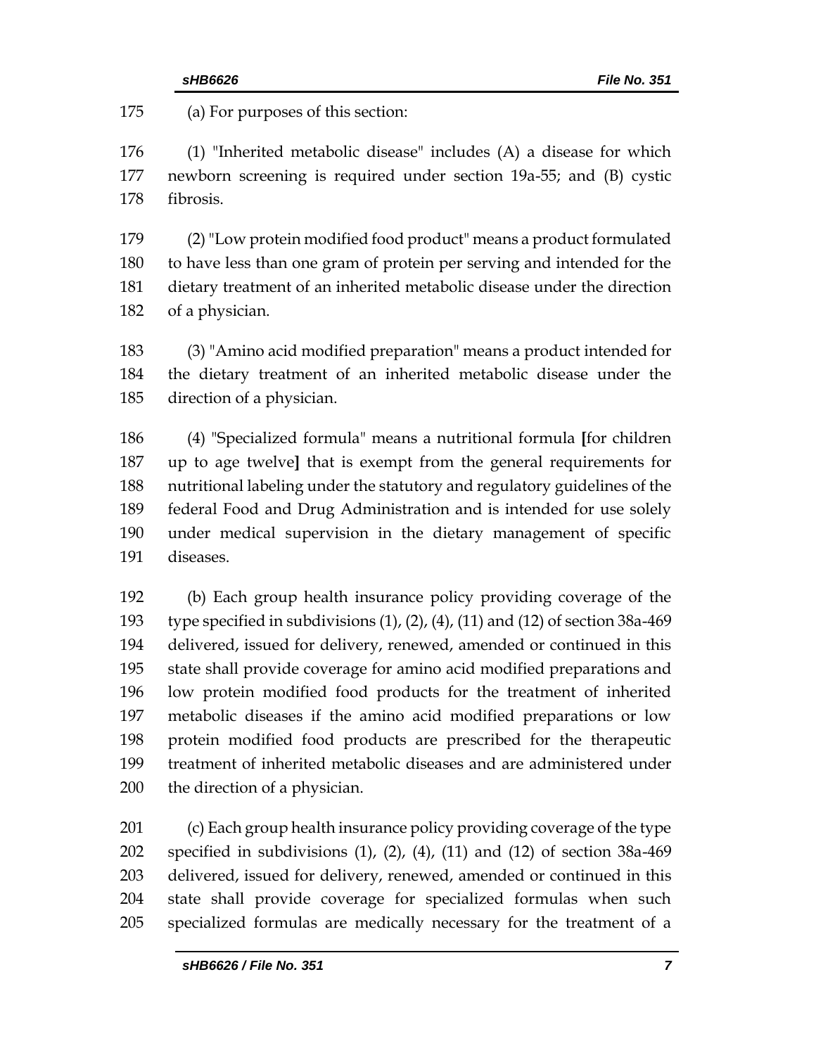175 (a) For purposes of this section:

176 (1) "Inherited metabolic disease" includes (A) a disease for which
177 newborn screening is required under section 19a-55; and (B) cystic
178 fibrosis.

179 (2) "Low protein modified food product" means a product formulated
180 to have less than one gram of protein per serving and intended for the
181 dietary treatment of an inherited metabolic disease under the direction
182 of a physician.

183 (3) "Amino acid modified preparation" means a product intended for
184 the dietary treatment of an inherited metabolic disease under the
185 direction of a physician.

186 (4) "Specialized formula" means a nutritional formula **[**for children
187 up to age twelve**]** that is exempt from the general requirements for
188 nutritional labeling under the statutory and regulatory guidelines of the
189 federal Food and Drug Administration and is intended for use solely
190 under medical supervision in the dietary management of specific
191 diseases.

192 (b) Each group health insurance policy providing coverage of the
193 type specified in subdivisions (1), (2), (4), (11) and (12) of section 38a-469
194 delivered, issued for delivery, renewed, amended or continued in this
195 state shall provide coverage for amino acid modified preparations and
196 low protein modified food products for the treatment of inherited
197 metabolic diseases if the amino acid modified preparations or low
198 protein modified food products are prescribed for the therapeutic
199 treatment of inherited metabolic diseases and are administered under
200 the direction of a physician.

201 (c) Each group health insurance policy providing coverage of the type
202 specified in subdivisions (1), (2), (4), (11) and (12) of section 38a-469
203 delivered, issued for delivery, renewed, amended or continued in this
204 state shall provide coverage for specialized formulas when such
205 specialized formulas are medically necessary for the treatment of a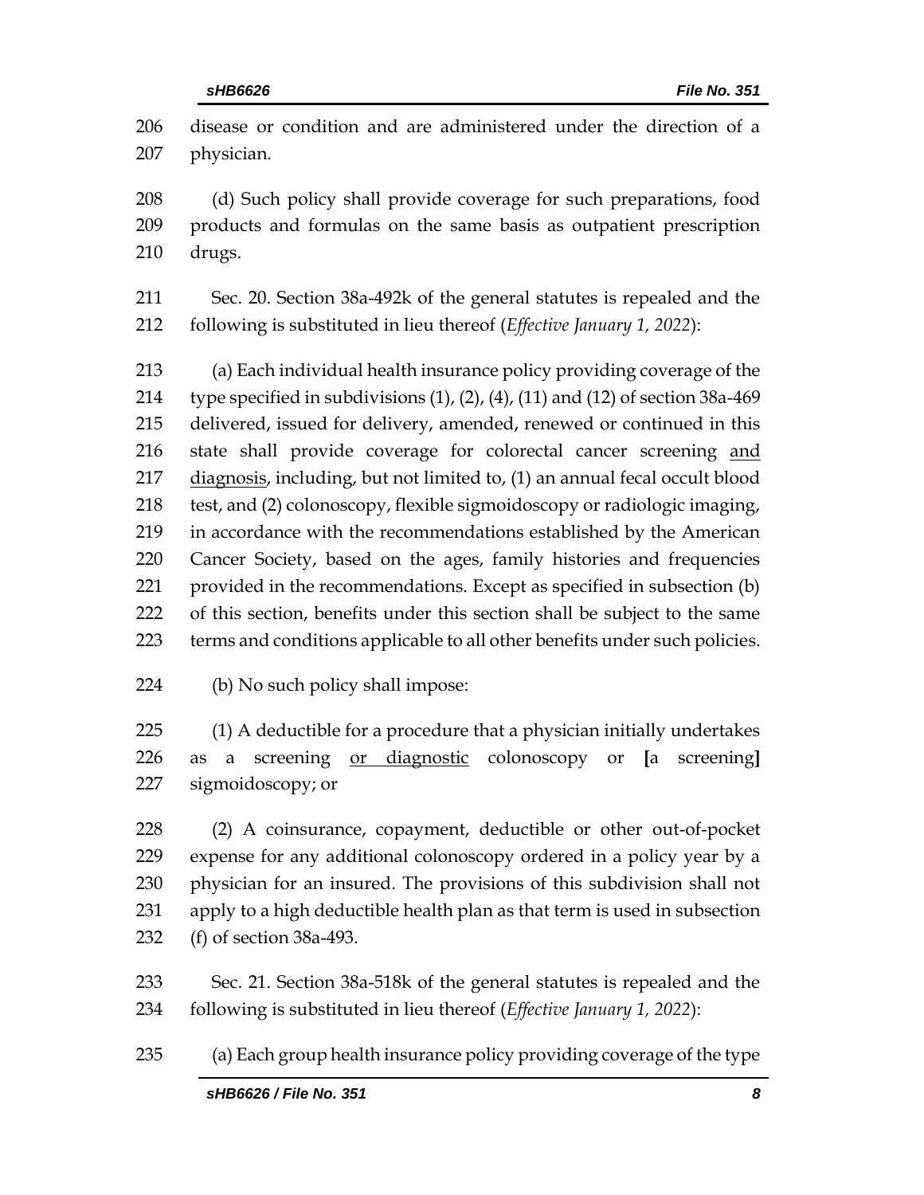disease or condition and are administered under the direction of a physician.

(d) Such policy shall provide coverage for such preparations, food products and formulas on the same basis as outpatient prescription drugs.

Sec. 20. Section 38a-492k of the general statutes is repealed and the following is substituted in lieu thereof (*Effective January 1, 2022*):

(a) Each individual health insurance policy providing coverage of the type specified in subdivisions (1), (2), (4), (11) and (12) of section 38a-469 delivered, issued for delivery, amended, renewed or continued in this state shall provide coverage for colorectal cancer screening <u>and diagnosis</u>, including, but not limited to, (1) an annual fecal occult blood test, and (2) colonoscopy, flexible sigmoidoscopy or radiologic imaging, in accordance with the recommendations established by the American Cancer Society, based on the ages, family histories and frequencies provided in the recommendations. Except as specified in subsection (b) of this section, benefits under this section shall be subject to the same terms and conditions applicable to all other benefits under such policies.

(b) No such policy shall impose:

(1) A deductible for a procedure that a physician initially undertakes as a screening <u>or diagnostic</u> colonoscopy or **[**a screening**]** sigmoidoscopy; or

(2) A coinsurance, copayment, deductible or other out-of-pocket expense for any additional colonoscopy ordered in a policy year by a physician for an insured. The provisions of this subdivision shall not apply to a high deductible health plan as that term is used in subsection (f) of section 38a-493.

Sec. 21. Section 38a-518k of the general statutes is repealed and the following is substituted in lieu thereof (*Effective January 1, 2022*):

(a) Each group health insurance policy providing coverage of the type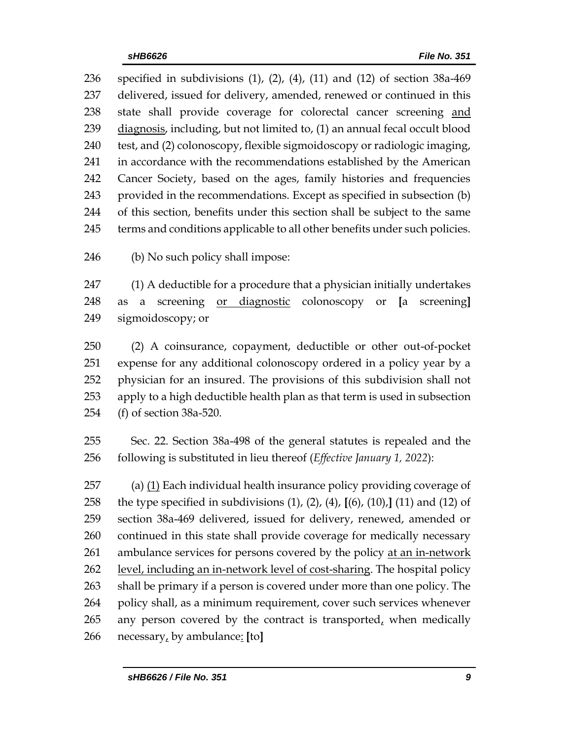specified in subdivisions (1), (2), (4), (11) and (12) of section 38a-469 delivered, issued for delivery, amended, renewed or continued in this state shall provide coverage for colorectal cancer screening <u>and diagnosis</u>, including, but not limited to, (1) an annual fecal occult blood test, and (2) colonoscopy, flexible sigmoidoscopy or radiologic imaging, in accordance with the recommendations established by the American Cancer Society, based on the ages, family histories and frequencies provided in the recommendations. Except as specified in subsection (b) of this section, benefits under this section shall be subject to the same terms and conditions applicable to all other benefits under such policies.

(b) No such policy shall impose:

(1) A deductible for a procedure that a physician initially undertakes as a screening <u>or diagnostic</u> colonoscopy or **[**a screening**]** sigmoidoscopy; or

(2) A coinsurance, copayment, deductible or other out-of-pocket expense for any additional colonoscopy ordered in a policy year by a physician for an insured. The provisions of this subdivision shall not apply to a high deductible health plan as that term is used in subsection (f) of section 38a-520.

Sec. 22. Section 38a-498 of the general statutes is repealed and the following is substituted in lieu thereof (*Effective January 1, 2022*):

(a) <u>(1)</u> Each individual health insurance policy providing coverage of the type specified in subdivisions (1), (2), (4), **[**(6), (10),**]** (11) and (12) of section 38a-469 delivered, issued for delivery, renewed, amended or continued in this state shall provide coverage for medically necessary ambulance services for persons covered by the policy <u>at an in-network level, including an in-network level of cost-sharing</u>. The hospital policy shall be primary if a person is covered under more than one policy. The policy shall, as a minimum requirement, cover such services whenever any person covered by the contract is transported<u>,</u> when medically necessary<u>,</u> by ambulance<u>:</u> **[**to**]**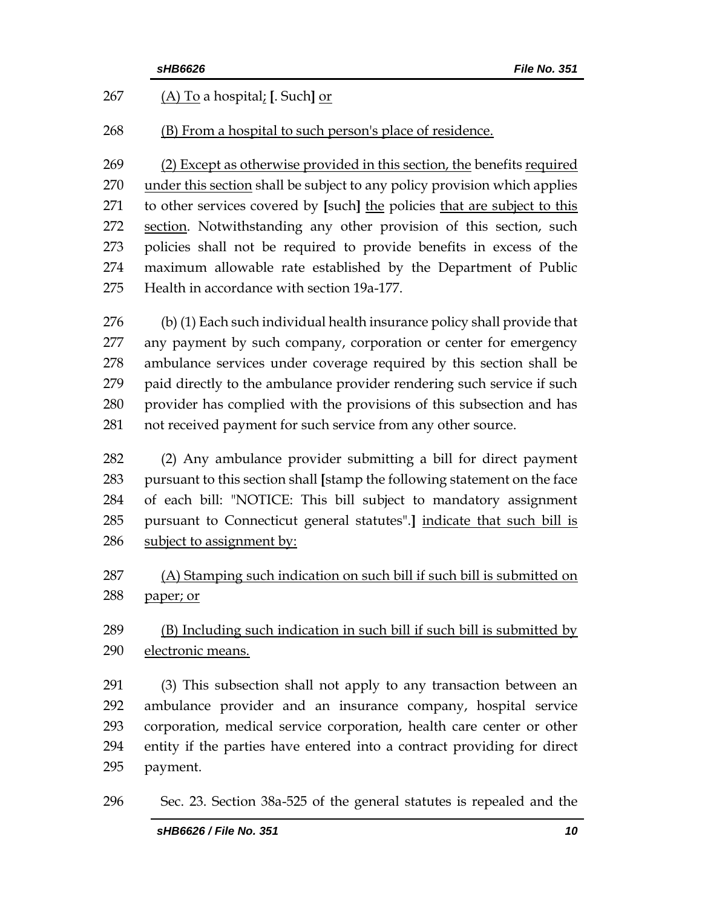267 <u>(A) To</u> a hospital<u>;</u> **[**. Such**]** <u>or</u>

268 <u>(B) From a hospital to such person's place of residence.</u>

269 <u>(2) Except as otherwise provided in this section, the</u> benefits <u>required</u>
270 <u>under this section</u> shall be subject to any policy provision which applies
271 to other services covered by **[**such**]** <u>the</u> policies <u>that are subject to this</u>
272 <u>section</u>. Notwithstanding any other provision of this section, such
273 policies shall not be required to provide benefits in excess of the
274 maximum allowable rate established by the Department of Public
275 Health in accordance with section 19a-177.

276 (b) (1) Each such individual health insurance policy shall provide that
277 any payment by such company, corporation or center for emergency
278 ambulance services under coverage required by this section shall be
279 paid directly to the ambulance provider rendering such service if such
280 provider has complied with the provisions of this subsection and has
281 not received payment for such service from any other source.

282 (2) Any ambulance provider submitting a bill for direct payment
283 pursuant to this section shall **[**stamp the following statement on the face
284 of each bill: "NOTICE: This bill subject to mandatory assignment
285 pursuant to Connecticut general statutes".**]** <u>indicate that such bill is</u>
286 <u>subject to assignment by:</u>

287 <u>(A) Stamping such indication on such bill if such bill is submitted on</u>
288 <u>paper; or</u>

289 <u>(B) Including such indication in such bill if such bill is submitted by</u>
290 <u>electronic means.</u>

291 (3) This subsection shall not apply to any transaction between an
292 ambulance provider and an insurance company, hospital service
293 corporation, medical service corporation, health care center or other
294 entity if the parties have entered into a contract providing for direct
295 payment.

296 Sec. 23. Section 38a-525 of the general statutes is repealed and the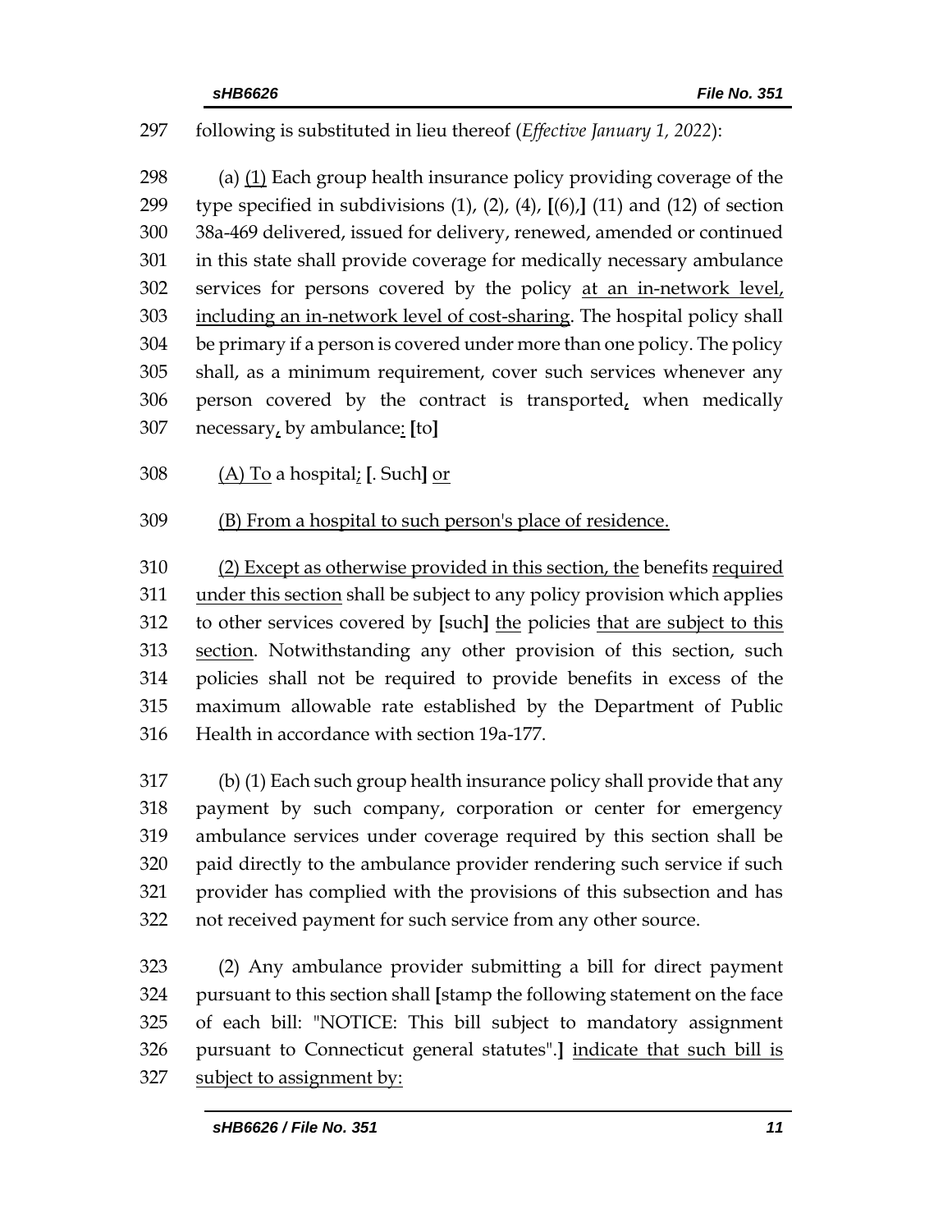297 following is substituted in lieu thereof (*Effective January 1, 2022*):

298 (a) <u>(1)</u> Each group health insurance policy providing coverage of the
299 type specified in subdivisions (1), (2), (4), **[**(6),**]** (11) and (12) of section
300 38a-469 delivered, issued for delivery, renewed, amended or continued
301 in this state shall provide coverage for medically necessary ambulance
302 services for persons covered by the policy <u>at an in-network level,</u>
303 <u>including an in-network level of cost-sharing</u>. The hospital policy shall
304 be primary if a person is covered under more than one policy. The policy
305 shall, as a minimum requirement, cover such services whenever any
306 person covered by the contract is transported<u>,</u> when medically
307 necessary<u>,</u> by ambulance<u>:</u> **[**to**]**

308 <u>(A) To</u> a hospital<u>;</u> **[**. Such**]** <u>or</u>

309 <u>(B) From a hospital to such person's place of residence.</u>

310 <u>(2) Except as otherwise provided in this section, the</u> benefits <u>required</u>
311 <u>under this section</u> shall be subject to any policy provision which applies
312 to other services covered by **[**such**]** <u>the</u> policies <u>that are subject to this</u>
313 <u>section</u>. Notwithstanding any other provision of this section, such
314 policies shall not be required to provide benefits in excess of the
315 maximum allowable rate established by the Department of Public
316 Health in accordance with section 19a-177.

317 (b) (1) Each such group health insurance policy shall provide that any
318 payment by such company, corporation or center for emergency
319 ambulance services under coverage required by this section shall be
320 paid directly to the ambulance provider rendering such service if such
321 provider has complied with the provisions of this subsection and has
322 not received payment for such service from any other source.

323 (2) Any ambulance provider submitting a bill for direct payment
324 pursuant to this section shall **[**stamp the following statement on the face
325 of each bill: "NOTICE: This bill subject to mandatory assignment
326 pursuant to Connecticut general statutes".**]** <u>indicate that such bill is</u>
327 <u>subject to assignment by:</u>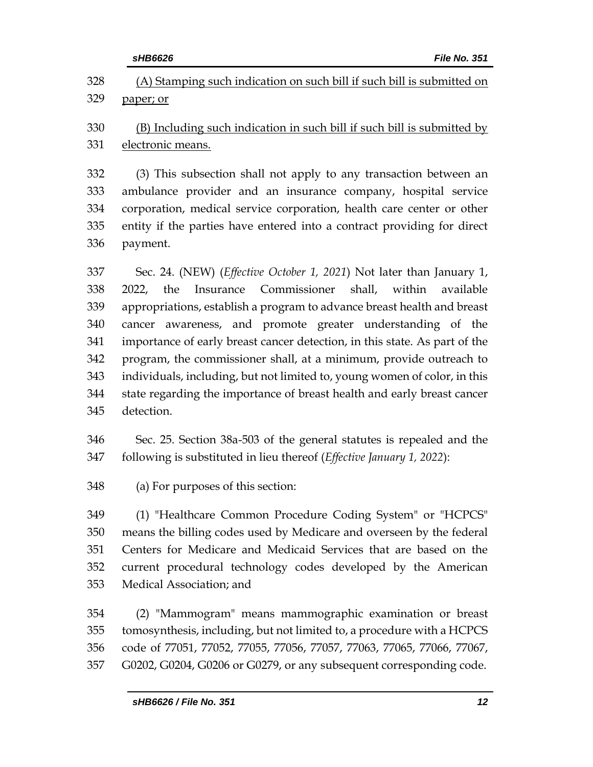(A) Stamping such indication on such bill if such bill is submitted on paper; or

(B) Including such indication in such bill if such bill is submitted by electronic means.

(3) This subsection shall not apply to any transaction between an ambulance provider and an insurance company, hospital service corporation, medical service corporation, health care center or other entity if the parties have entered into a contract providing for direct payment.

Sec. 24. (NEW) (*Effective October 1, 2021*) Not later than January 1, 2022, the Insurance Commissioner shall, within available appropriations, establish a program to advance breast health and breast cancer awareness, and promote greater understanding of the importance of early breast cancer detection, in this state. As part of the program, the commissioner shall, at a minimum, provide outreach to individuals, including, but not limited to, young women of color, in this state regarding the importance of breast health and early breast cancer detection.

Sec. 25. Section 38a-503 of the general statutes is repealed and the following is substituted in lieu thereof (*Effective January 1, 2022*):

(a) For purposes of this section:

(1) "Healthcare Common Procedure Coding System" or "HCPCS" means the billing codes used by Medicare and overseen by the federal Centers for Medicare and Medicaid Services that are based on the current procedural technology codes developed by the American Medical Association; and

(2) "Mammogram" means mammographic examination or breast tomosynthesis, including, but not limited to, a procedure with a HCPCS code of 77051, 77052, 77055, 77056, 77057, 77063, 77065, 77066, 77067, G0202, G0204, G0206 or G0279, or any subsequent corresponding code.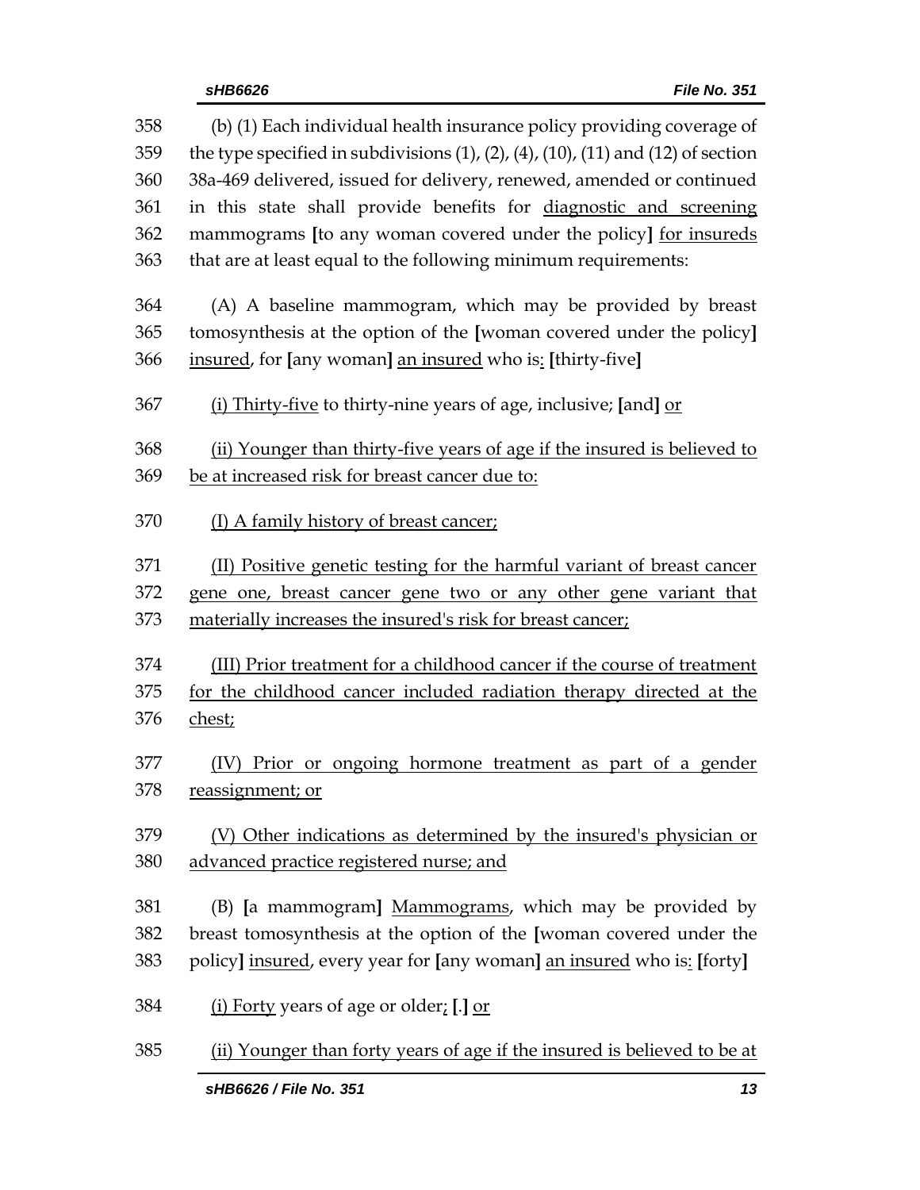358 (b) (1) Each individual health insurance policy providing coverage of
359 the type specified in subdivisions (1), (2), (4), (10), (11) and (12) of section
360 38a-469 delivered, issued for delivery, renewed, amended or continued
361 in this state shall provide benefits for <u>diagnostic and screening</u>
362 mammograms **[**to any woman covered under the policy**]** <u>for insureds</u>
363 that are at least equal to the following minimum requirements:

364 (A) A baseline mammogram, which may be provided by breast
365 tomosynthesis at the option of the **[**woman covered under the policy**]**
366 <u>insured</u>, for **[**any woman**]** <u>an insured</u> who is<u>:</u> **[**thirty-five**]**

367 <u>(i) Thirty-five</u> to thirty-nine years of age, inclusive; **[**and**]** <u>or</u>

368 <u>(ii) Younger than thirty-five years of age if the insured is believed to</u>
369 <u>be at increased risk for breast cancer due to:</u>

370 <u>(I) A family history of breast cancer;</u>

371 <u>(II) Positive genetic testing for the harmful variant of breast cancer</u>
372 <u>gene one, breast cancer gene two or any other gene variant that</u>
373 <u>materially increases the insured's risk for breast cancer;</u>

374 <u>(III) Prior treatment for a childhood cancer if the course of treatment</u>
375 <u>for the childhood cancer included radiation therapy directed at the</u>
376 <u>chest;</u>

377 <u>(IV) Prior or ongoing hormone treatment as part of a gender</u>
378 <u>reassignment; or</u>

379 <u>(V) Other indications as determined by the insured's physician or</u>
380 <u>advanced practice registered nurse; and</u>

381 (B) **[**a mammogram**]** <u>Mammograms</u>, which may be provided by
382 breast tomosynthesis at the option of the **[**woman covered under the
383 policy**]** <u>insured</u>, every year for **[**any woman**]** <u>an insured</u> who is<u>:</u> **[**forty**]**

384 <u>(i) Forty</u> years of age or older<u>;</u> **[**.**]** <u>or</u>

385 <u>(ii) Younger than forty years of age if the insured is believed to be at</u>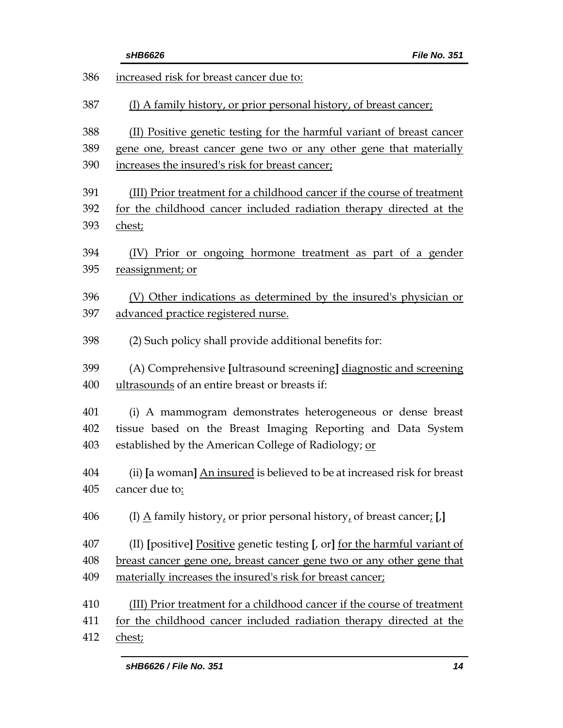increased risk for breast cancer due to:

(I) A family history, or prior personal history, of breast cancer;

(II) Positive genetic testing for the harmful variant of breast cancer gene one, breast cancer gene two or any other gene that materially increases the insured's risk for breast cancer;

(III) Prior treatment for a childhood cancer if the course of treatment for the childhood cancer included radiation therapy directed at the chest;

(IV) Prior or ongoing hormone treatment as part of a gender reassignment; or

(V) Other indications as determined by the insured's physician or advanced practice registered nurse.

(2) Such policy shall provide additional benefits for:

(A) Comprehensive [ultrasound screening] diagnostic and screening ultrasounds of an entire breast or breasts if:

(i) A mammogram demonstrates heterogeneous or dense breast tissue based on the Breast Imaging Reporting and Data System established by the American College of Radiology; or

(ii) [a woman] An insured is believed to be at increased risk for breast cancer due to:

(I) A family history, or prior personal history, of breast cancer; [,]

(II) [positive] Positive genetic testing [, or] for the harmful variant of breast cancer gene one, breast cancer gene two or any other gene that materially increases the insured's risk for breast cancer;

(III) Prior treatment for a childhood cancer if the course of treatment for the childhood cancer included radiation therapy directed at the chest;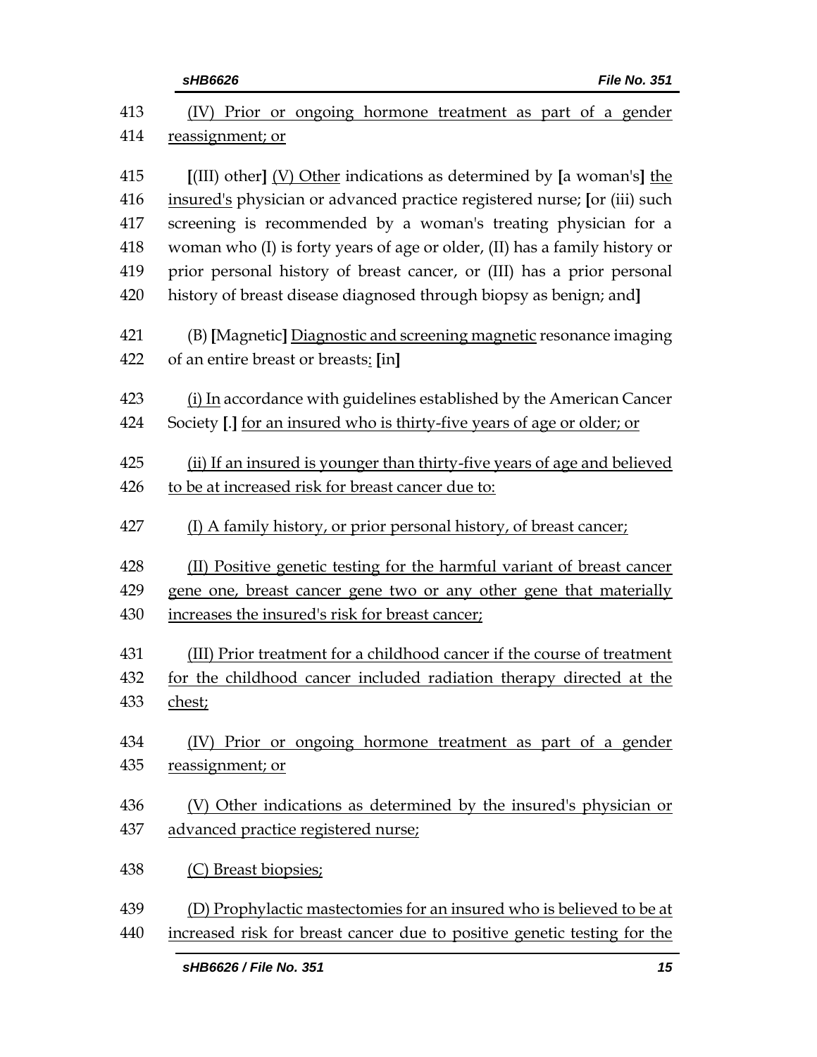413 (IV) Prior or ongoing hormone treatment as part of a gender
414 reassignment; or

415 [(III) other] (V) Other indications as determined by [a woman's] the
416 insured's physician or advanced practice registered nurse; [or (iii) such
417 screening is recommended by a woman's treating physician for a
418 woman who (I) is forty years of age or older, (II) has a family history or
419 prior personal history of breast cancer, or (III) has a prior personal
420 history of breast disease diagnosed through biopsy as benign; and]

421 (B) [Magnetic] Diagnostic and screening magnetic resonance imaging
422 of an entire breast or breasts: [in]

423 (i) In accordance with guidelines established by the American Cancer
424 Society [.] for an insured who is thirty-five years of age or older; or

425 (ii) If an insured is younger than thirty-five years of age and believed
426 to be at increased risk for breast cancer due to:

427 (I) A family history, or prior personal history, of breast cancer;

428 (II) Positive genetic testing for the harmful variant of breast cancer
429 gene one, breast cancer gene two or any other gene that materially
430 increases the insured's risk for breast cancer;

431 (III) Prior treatment for a childhood cancer if the course of treatment
432 for the childhood cancer included radiation therapy directed at the
433 chest;

434 (IV) Prior or ongoing hormone treatment as part of a gender
435 reassignment; or

436 (V) Other indications as determined by the insured's physician or
437 advanced practice registered nurse;

438 (C) Breast biopsies;

439 (D) Prophylactic mastectomies for an insured who is believed to be at
440 increased risk for breast cancer due to positive genetic testing for the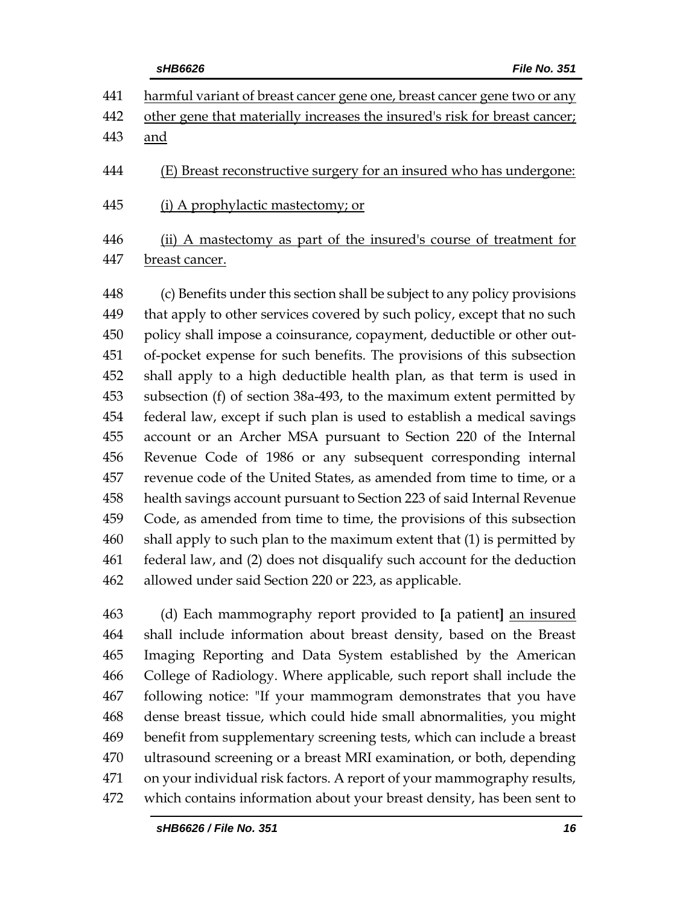<u>harmful variant of breast cancer gene one, breast cancer gene two or any other gene that materially increases the insured's risk for breast cancer; and</u>

<u>(E) Breast reconstructive surgery for an insured who has undergone:</u>

<u>(i) A prophylactic mastectomy; or</u>

<u>(ii) A mastectomy as part of the insured's course of treatment for breast cancer.</u>

(c) Benefits under this section shall be subject to any policy provisions that apply to other services covered by such policy, except that no such policy shall impose a coinsurance, copayment, deductible or other out-of-pocket expense for such benefits. The provisions of this subsection shall apply to a high deductible health plan, as that term is used in subsection (f) of section 38a-493, to the maximum extent permitted by federal law, except if such plan is used to establish a medical savings account or an Archer MSA pursuant to Section 220 of the Internal Revenue Code of 1986 or any subsequent corresponding internal revenue code of the United States, as amended from time to time, or a health savings account pursuant to Section 223 of said Internal Revenue Code, as amended from time to time, the provisions of this subsection shall apply to such plan to the maximum extent that (1) is permitted by federal law, and (2) does not disqualify such account for the deduction allowed under said Section 220 or 223, as applicable.

(d) Each mammography report provided to **[**a patient**]** <u>an insured</u> shall include information about breast density, based on the Breast Imaging Reporting and Data System established by the American College of Radiology. Where applicable, such report shall include the following notice: "If your mammogram demonstrates that you have dense breast tissue, which could hide small abnormalities, you might benefit from supplementary screening tests, which can include a breast ultrasound screening or a breast MRI examination, or both, depending on your individual risk factors. A report of your mammography results, which contains information about your breast density, has been sent to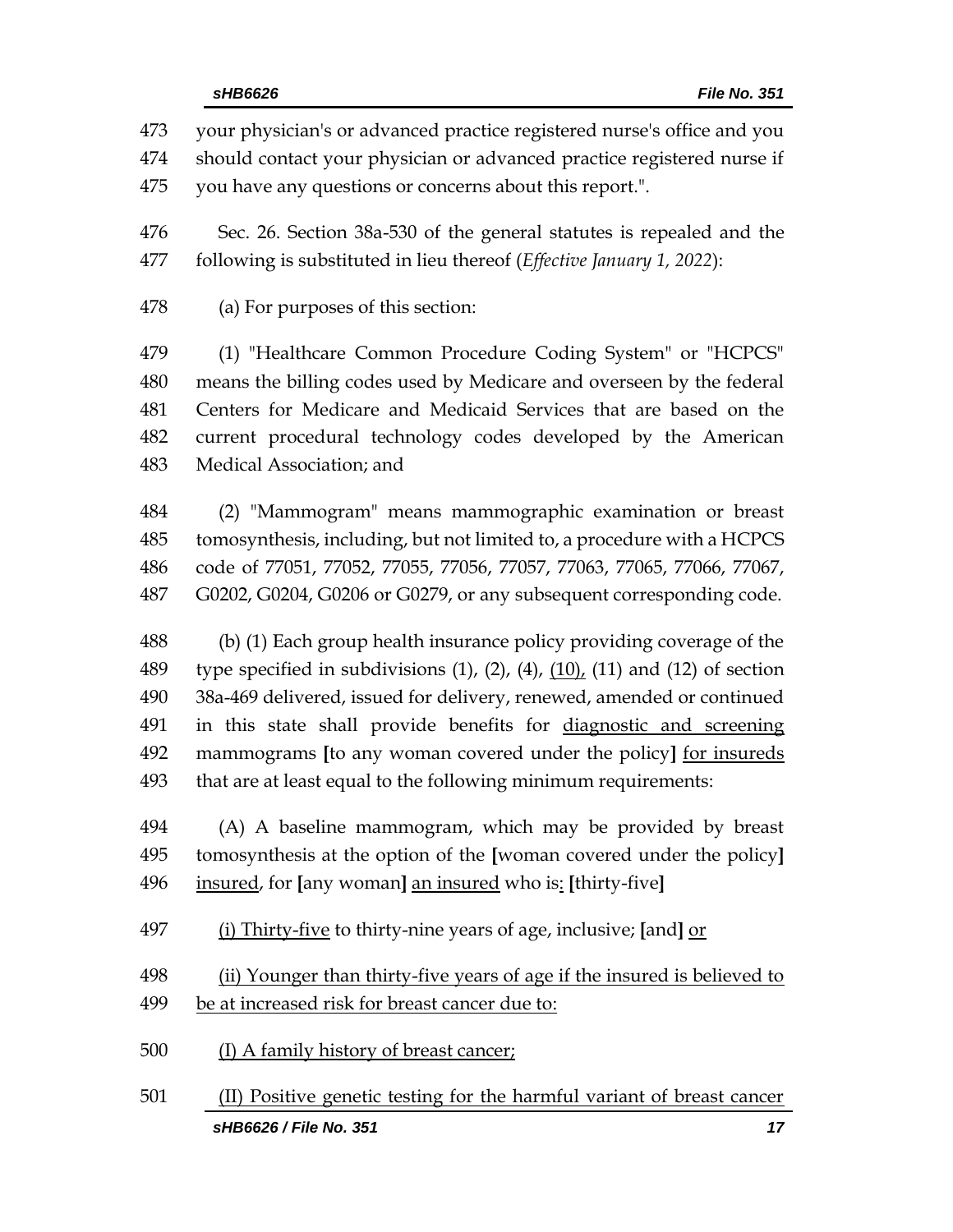your physician's or advanced practice registered nurse's office and you should contact your physician or advanced practice registered nurse if you have any questions or concerns about this report.".

Sec. 26. Section 38a-530 of the general statutes is repealed and the following is substituted in lieu thereof (*Effective January 1, 2022*):

(a) For purposes of this section:

(1) "Healthcare Common Procedure Coding System" or "HCPCS" means the billing codes used by Medicare and overseen by the federal Centers for Medicare and Medicaid Services that are based on the current procedural technology codes developed by the American Medical Association; and

(2) "Mammogram" means mammographic examination or breast tomosynthesis, including, but not limited to, a procedure with a HCPCS code of 77051, 77052, 77055, 77056, 77057, 77063, 77065, 77066, 77067, G0202, G0204, G0206 or G0279, or any subsequent corresponding code.

(b) (1) Each group health insurance policy providing coverage of the type specified in subdivisions (1), (2), (4), <u>(10),</u> (11) and (12) of section 38a-469 delivered, issued for delivery, renewed, amended or continued in this state shall provide benefits for <u>diagnostic and screening</u> mammograms **[**to any woman covered under the policy**]** <u>for insureds</u> that are at least equal to the following minimum requirements:

(A) A baseline mammogram, which may be provided by breast tomosynthesis at the option of the **[**woman covered under the policy**]** <u>insured</u>, for **[**any woman**]** <u>an insured</u> who is<u>:</u> **[**thirty-five**]**

<u>(i) Thirty-five</u> to thirty-nine years of age, inclusive; **[**and**]** <u>or</u>

<u>(ii) Younger than thirty-five years of age if the insured is believed to be at increased risk for breast cancer due to:</u>

<u>(I) A family history of breast cancer;</u>

<u>(II) Positive genetic testing for the harmful variant of breast cancer</u>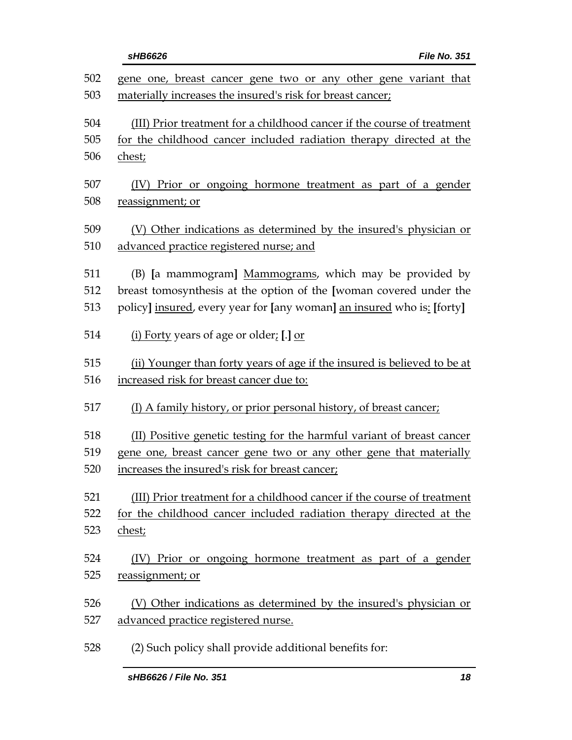gene one, breast cancer gene two or any other gene variant that materially increases the insured's risk for breast cancer;

(III) Prior treatment for a childhood cancer if the course of treatment for the childhood cancer included radiation therapy directed at the chest;

(IV) Prior or ongoing hormone treatment as part of a gender reassignment; or

(V) Other indications as determined by the insured's physician or advanced practice registered nurse; and

(B) [a mammogram] Mammograms, which may be provided by breast tomosynthesis at the option of the [woman covered under the policy] insured, every year for [any woman] an insured who is: [forty]

(i) Forty years of age or older; [.] or

(ii) Younger than forty years of age if the insured is believed to be at increased risk for breast cancer due to:

(I) A family history, or prior personal history, of breast cancer;

(II) Positive genetic testing for the harmful variant of breast cancer gene one, breast cancer gene two or any other gene that materially increases the insured's risk for breast cancer;

(III) Prior treatment for a childhood cancer if the course of treatment for the childhood cancer included radiation therapy directed at the chest;

(IV) Prior or ongoing hormone treatment as part of a gender reassignment; or

(V) Other indications as determined by the insured's physician or advanced practice registered nurse.

(2) Such policy shall provide additional benefits for: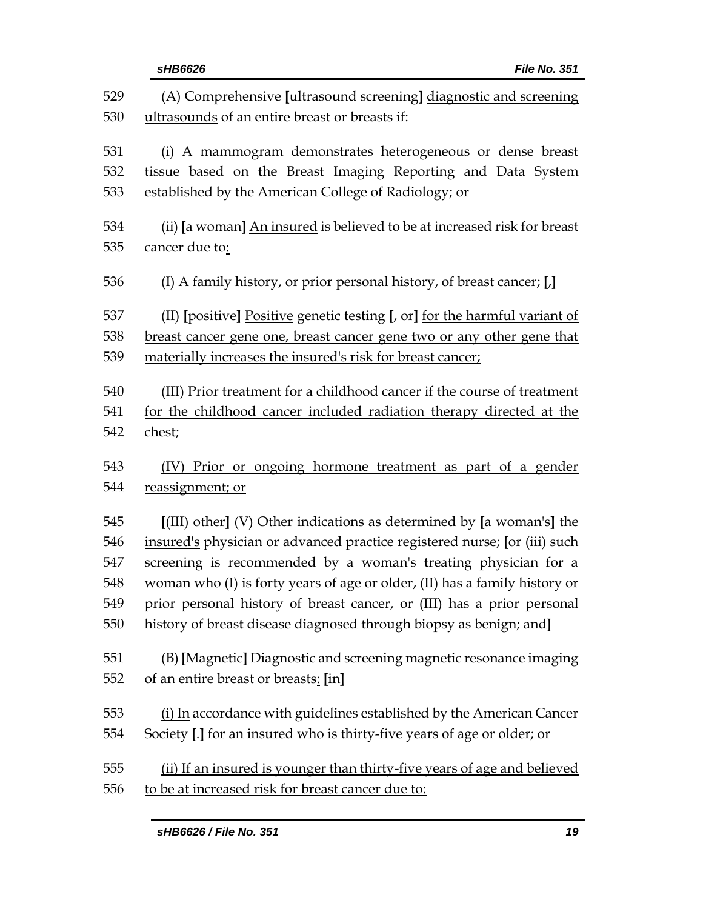529 (A) Comprehensive [ultrasound screening] <u>diagnostic and screening</u>
530 <u>ultrasounds</u> of an entire breast or breasts if:

531 (i) A mammogram demonstrates heterogeneous or dense breast
532 tissue based on the Breast Imaging Reporting and Data System
533 established by the American College of Radiology; <u>or</u>

534 (ii) [a woman] <u>An insured</u> is believed to be at increased risk for breast
535 cancer due to<u>:</u>

536 (I) <u>A</u> family history<u>,</u> or prior personal history<u>,</u> of breast cancer<u>;</u> [,]

537 (II) [positive] <u>Positive</u> genetic testing [, or] <u>for the harmful variant of</u>
538 <u>breast cancer gene one, breast cancer gene two or any other gene that</u>
539 <u>materially increases the insured's risk for breast cancer;</u>

540 <u>(III) Prior treatment for a childhood cancer if the course of treatment</u>
541 <u>for the childhood cancer included radiation therapy directed at the</u>
542 <u>chest;</u>

543 <u>(IV) Prior or ongoing hormone treatment as part of a gender</u>
544 <u>reassignment; or</u>

545 [(III) other] <u>(V) Other</u> indications as determined by [a woman's] <u>the</u>
546 <u>insured's</u> physician or advanced practice registered nurse; [or (iii) such
547 screening is recommended by a woman's treating physician for a
548 woman who (I) is forty years of age or older, (II) has a family history or
549 prior personal history of breast cancer, or (III) has a prior personal
550 history of breast disease diagnosed through biopsy as benign; and]

551 (B) [Magnetic] <u>Diagnostic and screening magnetic</u> resonance imaging
552 of an entire breast or breasts<u>:</u> [in]

553 <u>(i) In</u> accordance with guidelines established by the American Cancer
554 Society [.] <u>for an insured who is thirty-five years of age or older; or</u>

555 <u>(ii) If an insured is younger than thirty-five years of age and believed</u>
556 <u>to be at increased risk for breast cancer due to:</u>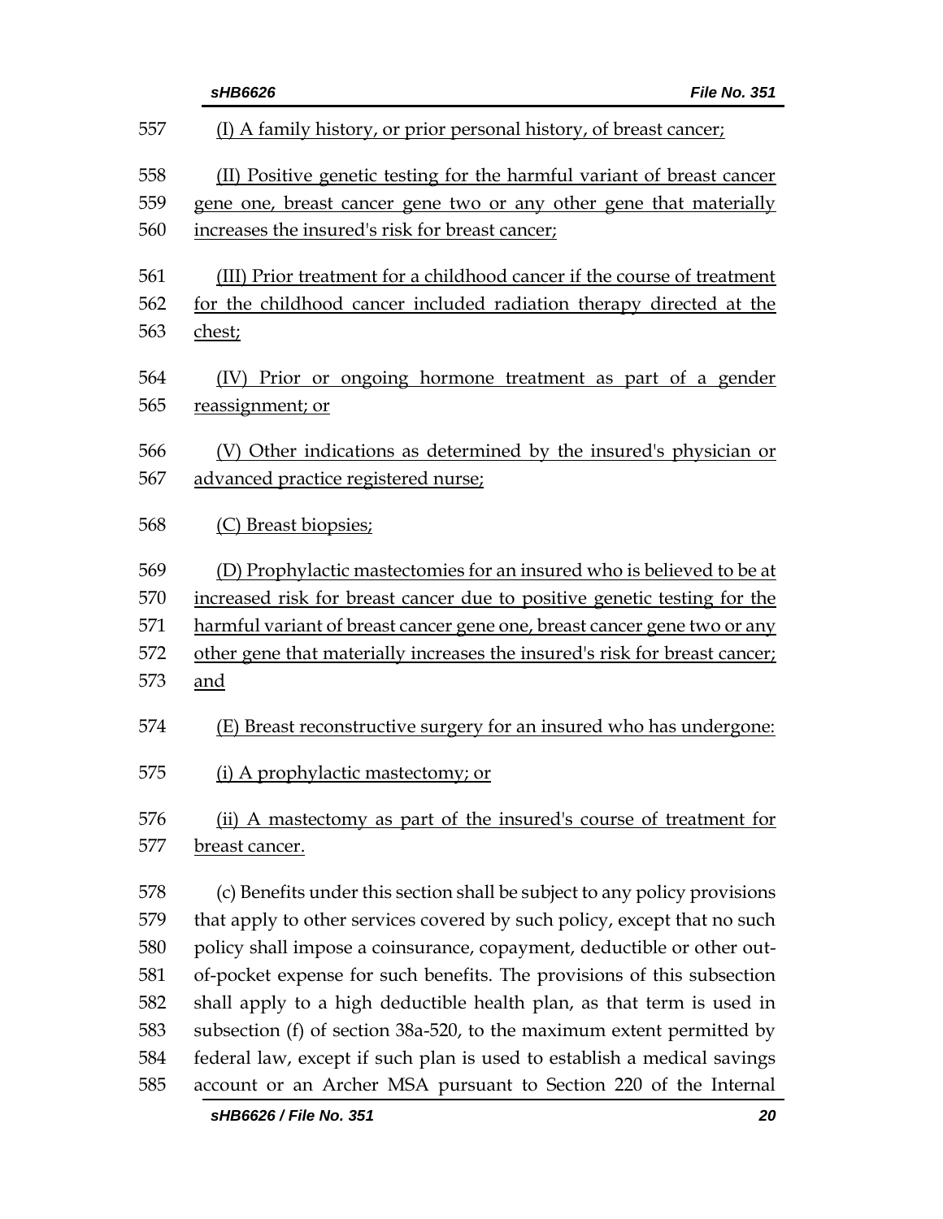(I) A family history, or prior personal history, of breast cancer;

(II) Positive genetic testing for the harmful variant of breast cancer gene one, breast cancer gene two or any other gene that materially increases the insured's risk for breast cancer;

(III) Prior treatment for a childhood cancer if the course of treatment for the childhood cancer included radiation therapy directed at the chest;

(IV) Prior or ongoing hormone treatment as part of a gender reassignment; or

(V) Other indications as determined by the insured's physician or advanced practice registered nurse;

(C) Breast biopsies;

(D) Prophylactic mastectomies for an insured who is believed to be at increased risk for breast cancer due to positive genetic testing for the harmful variant of breast cancer gene one, breast cancer gene two or any other gene that materially increases the insured's risk for breast cancer; and

(E) Breast reconstructive surgery for an insured who has undergone:

(i) A prophylactic mastectomy; or

(ii) A mastectomy as part of the insured's course of treatment for breast cancer.

(c) Benefits under this section shall be subject to any policy provisions that apply to other services covered by such policy, except that no such policy shall impose a coinsurance, copayment, deductible or other out-of-pocket expense for such benefits. The provisions of this subsection shall apply to a high deductible health plan, as that term is used in subsection (f) of section 38a-520, to the maximum extent permitted by federal law, except if such plan is used to establish a medical savings account or an Archer MSA pursuant to Section 220 of the Internal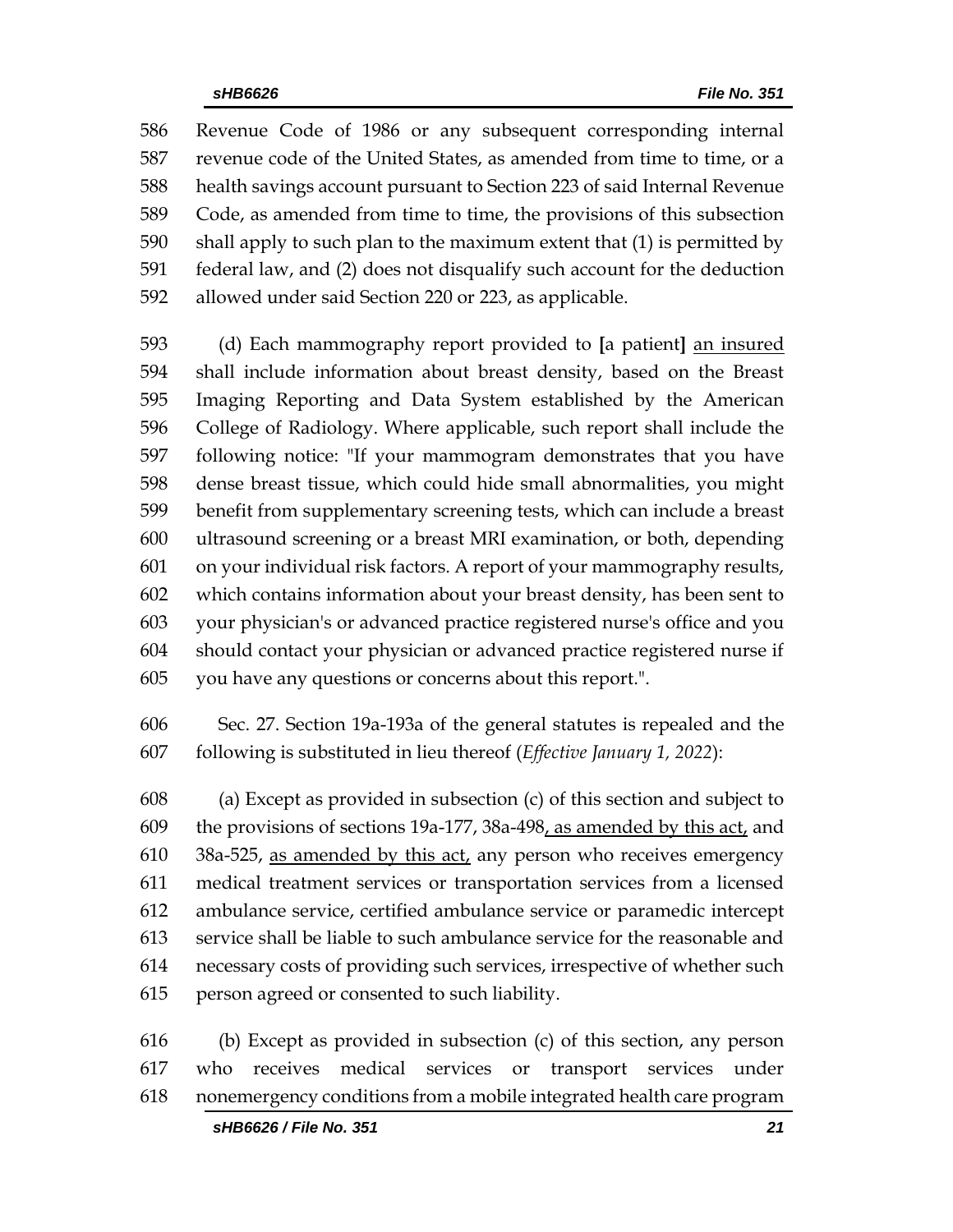Revenue Code of 1986 or any subsequent corresponding internal revenue code of the United States, as amended from time to time, or a health savings account pursuant to Section 223 of said Internal Revenue Code, as amended from time to time, the provisions of this subsection shall apply to such plan to the maximum extent that (1) is permitted by federal law, and (2) does not disqualify such account for the deduction allowed under said Section 220 or 223, as applicable.

(d) Each mammography report provided to **[**a patient**]** <u>an insured</u> shall include information about breast density, based on the Breast Imaging Reporting and Data System established by the American College of Radiology. Where applicable, such report shall include the following notice: "If your mammogram demonstrates that you have dense breast tissue, which could hide small abnormalities, you might benefit from supplementary screening tests, which can include a breast ultrasound screening or a breast MRI examination, or both, depending on your individual risk factors. A report of your mammography results, which contains information about your breast density, has been sent to your physician's or advanced practice registered nurse's office and you should contact your physician or advanced practice registered nurse if you have any questions or concerns about this report.".

Sec. 27. Section 19a-193a of the general statutes is repealed and the following is substituted in lieu thereof (*Effective January 1, 2022*):

(a) Except as provided in subsection (c) of this section and subject to the provisions of sections 19a-177, 38a-498<u>, as amended by this act,</u> and 38a-525, <u>as amended by this act,</u> any person who receives emergency medical treatment services or transportation services from a licensed ambulance service, certified ambulance service or paramedic intercept service shall be liable to such ambulance service for the reasonable and necessary costs of providing such services, irrespective of whether such person agreed or consented to such liability.

(b) Except as provided in subsection (c) of this section, any person who receives medical services or transport services under nonemergency conditions from a mobile integrated health care program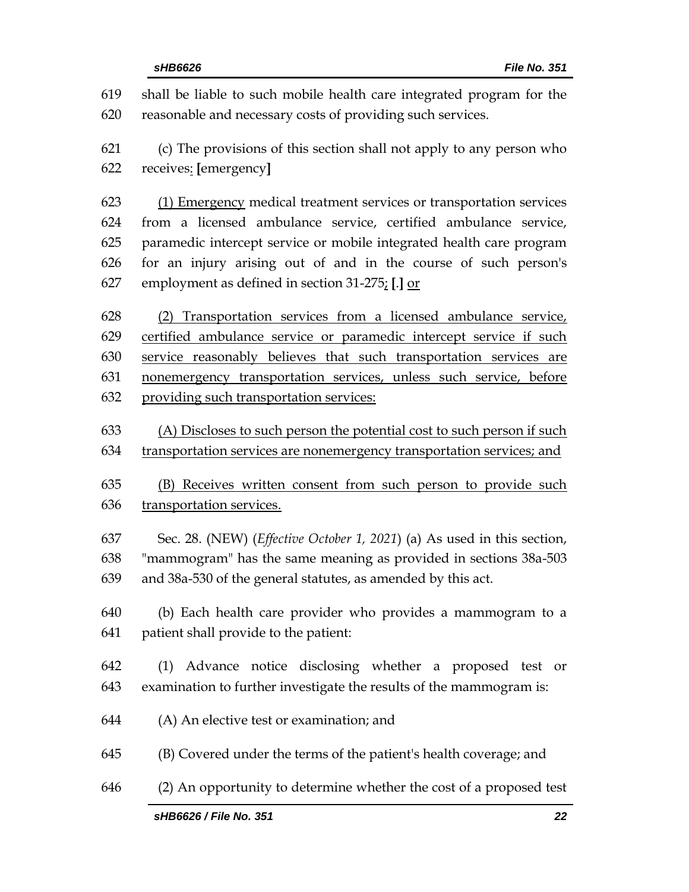shall be liable to such mobile health care integrated program for the reasonable and necessary costs of providing such services.

(c) The provisions of this section shall not apply to any person who receives: **[**emergency**]**

(1) Emergency medical treatment services or transportation services from a licensed ambulance service, certified ambulance service, paramedic intercept service or mobile integrated health care program for an injury arising out of and in the course of such person's employment as defined in section 31-275; **[**.**]** or

(2) Transportation services from a licensed ambulance service, certified ambulance service or paramedic intercept service if such service reasonably believes that such transportation services are nonemergency transportation services, unless such service, before providing such transportation services:

(A) Discloses to such person the potential cost to such person if such transportation services are nonemergency transportation services; and

(B) Receives written consent from such person to provide such transportation services.

Sec. 28. (NEW) (*Effective October 1, 2021*) (a) As used in this section, "mammogram" has the same meaning as provided in sections 38a-503 and 38a-530 of the general statutes, as amended by this act.

(b) Each health care provider who provides a mammogram to a patient shall provide to the patient:

(1) Advance notice disclosing whether a proposed test or examination to further investigate the results of the mammogram is:

(A) An elective test or examination; and

(B) Covered under the terms of the patient's health coverage; and

(2) An opportunity to determine whether the cost of a proposed test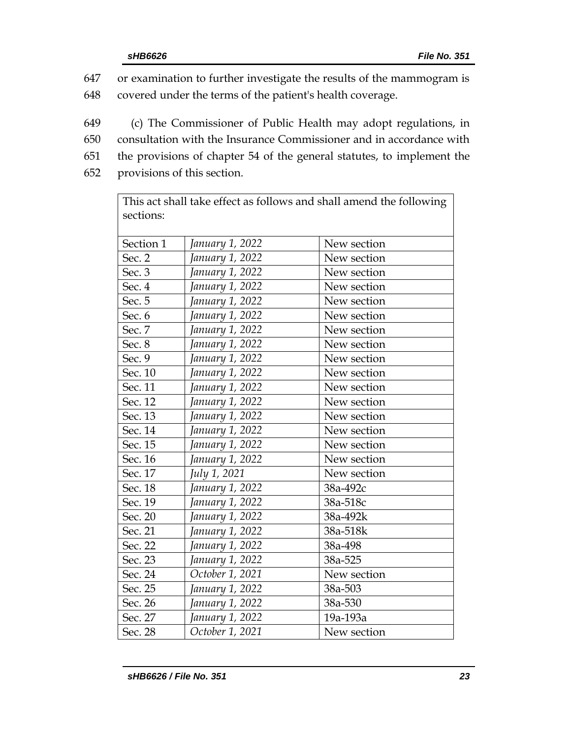647 or examination to further investigate the results of the mammogram is
648 covered under the terms of the patient's health coverage.

649 (c) The Commissioner of Public Health may adopt regulations, in
650 consultation with the Insurance Commissioner and in accordance with
651 the provisions of chapter 54 of the general statutes, to implement the
652 provisions of this section.

| This act shall take effect as follows and shall amend the following sections: | | |
|---|---|---|
| Section 1 | *January 1, 2022* | New section |
| Sec. 2 | *January 1, 2022* | New section |
| Sec. 3 | *January 1, 2022* | New section |
| Sec. 4 | *January 1, 2022* | New section |
| Sec. 5 | *January 1, 2022* | New section |
| Sec. 6 | *January 1, 2022* | New section |
| Sec. 7 | *January 1, 2022* | New section |
| Sec. 8 | *January 1, 2022* | New section |
| Sec. 9 | *January 1, 2022* | New section |
| Sec. 10 | *January 1, 2022* | New section |
| Sec. 11 | *January 1, 2022* | New section |
| Sec. 12 | *January 1, 2022* | New section |
| Sec. 13 | *January 1, 2022* | New section |
| Sec. 14 | *January 1, 2022* | New section |
| Sec. 15 | *January 1, 2022* | New section |
| Sec. 16 | *January 1, 2022* | New section |
| Sec. 17 | *July 1, 2021* | New section |
| Sec. 18 | *January 1, 2022* | 38a-492c |
| Sec. 19 | *January 1, 2022* | 38a-518c |
| Sec. 20 | *January 1, 2022* | 38a-492k |
| Sec. 21 | *January 1, 2022* | 38a-518k |
| Sec. 22 | *January 1, 2022* | 38a-498 |
| Sec. 23 | *January 1, 2022* | 38a-525 |
| Sec. 24 | *October 1, 2021* | New section |
| Sec. 25 | *January 1, 2022* | 38a-503 |
| Sec. 26 | *January 1, 2022* | 38a-530 |
| Sec. 27 | *January 1, 2022* | 19a-193a |
| Sec. 28 | *October 1, 2021* | New section |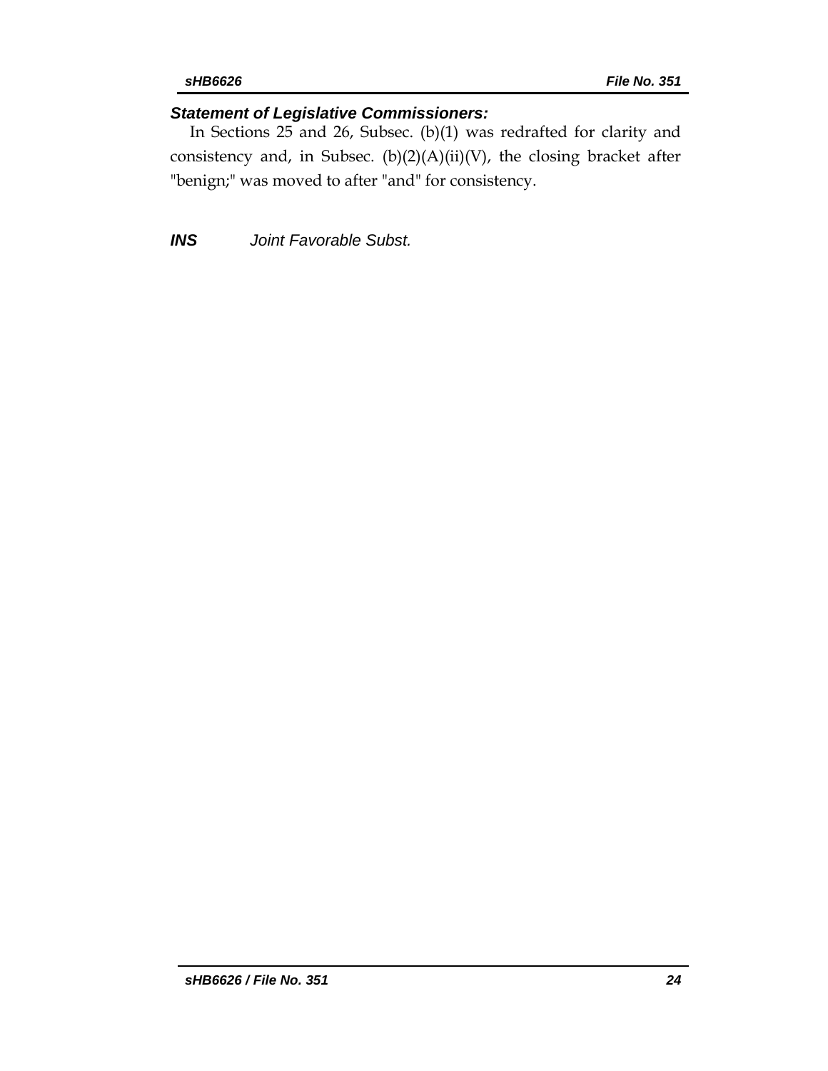### *Statement of Legislative Commissioners:*

In Sections 25 and 26, Subsec. (b)(1) was redrafted for clarity and consistency and, in Subsec. (b)(2)(A)(ii)(V), the closing bracket after "benign;" was moved to after "and" for consistency.

***INS*** *Joint Favorable Subst.*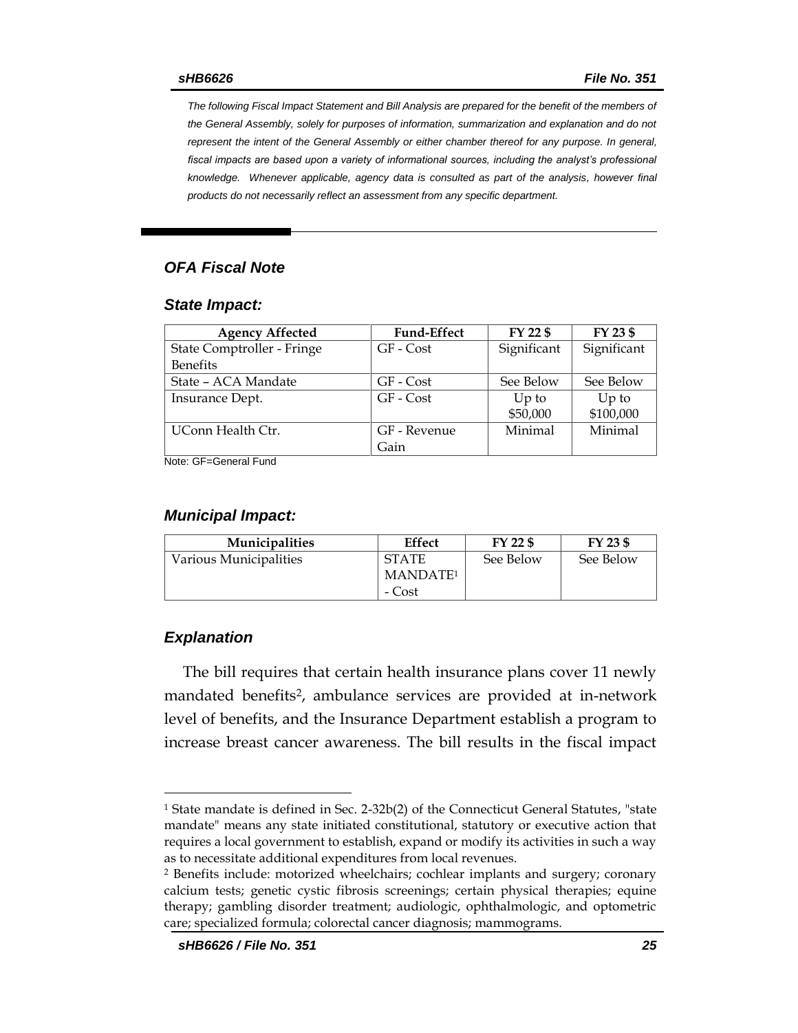*The following Fiscal Impact Statement and Bill Analysis are prepared for the benefit of the members of the General Assembly, solely for purposes of information, summarization and explanation and do not represent the intent of the General Assembly or either chamber thereof for any purpose. In general, fiscal impacts are based upon a variety of informational sources, including the analyst's professional knowledge. Whenever applicable, agency data is consulted as part of the analysis, however final products do not necessarily reflect an assessment from any specific department.*

---

## *OFA Fiscal Note*

### *State Impact:*

| Agency Affected | Fund-Effect | FY 22 $ | FY 23 $ |
|---|---|---|---|
| State Comptroller - Fringe Benefits | GF - Cost | Significant | Significant |
| State – ACA Mandate | GF - Cost | See Below | See Below |
| Insurance Dept. | GF - Cost | Up to $50,000 | Up to $100,000 |
| UConn Health Ctr. | GF - Revenue Gain | Minimal | Minimal |

Note: GF=General Fund

### *Municipal Impact:*

| Municipalities | Effect | FY 22 $ | FY 23 $ |
|---|---|---|---|
| Various Municipalities | STATE MANDATE[1] - Cost | See Below | See Below |

### *Explanation*

The bill requires that certain health insurance plans cover 11 newly mandated benefits[2], ambulance services are provided at in-network level of benefits, and the Insurance Department establish a program to increase breast cancer awareness. The bill results in the fiscal impact

---

[1] State mandate is defined in Sec. 2-32b(2) of the Connecticut General Statutes, "state mandate" means any state initiated constitutional, statutory or executive action that requires a local government to establish, expand or modify its activities in such a way as to necessitate additional expenditures from local revenues.

[2] Benefits include: motorized wheelchairs; cochlear implants and surgery; coronary calcium tests; genetic cystic fibrosis screenings; certain physical therapies; equine therapy; gambling disorder treatment; audiologic, ophthalmologic, and optometric care; specialized formula; colorectal cancer diagnosis; mammograms.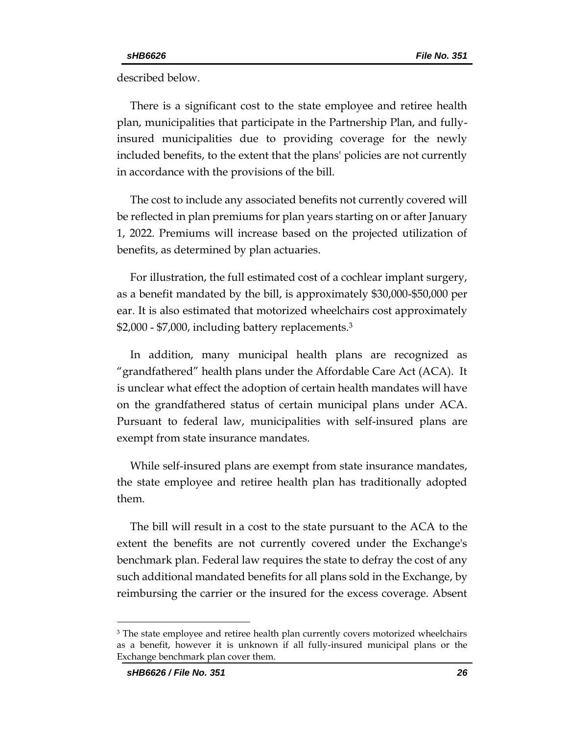described below.

There is a significant cost to the state employee and retiree health plan, municipalities that participate in the Partnership Plan, and fully-insured municipalities due to providing coverage for the newly included benefits, to the extent that the plans' policies are not currently in accordance with the provisions of the bill.

The cost to include any associated benefits not currently covered will be reflected in plan premiums for plan years starting on or after January 1, 2022. Premiums will increase based on the projected utilization of benefits, as determined by plan actuaries.

For illustration, the full estimated cost of a cochlear implant surgery, as a benefit mandated by the bill, is approximately $30,000-$50,000 per ear. It is also estimated that motorized wheelchairs cost approximately $2,000 - $7,000, including battery replacements.[3]

In addition, many municipal health plans are recognized as "grandfathered" health plans under the Affordable Care Act (ACA). It is unclear what effect the adoption of certain health mandates will have on the grandfathered status of certain municipal plans under ACA. Pursuant to federal law, municipalities with self-insured plans are exempt from state insurance mandates.

While self-insured plans are exempt from state insurance mandates, the state employee and retiree health plan has traditionally adopted them.

The bill will result in a cost to the state pursuant to the ACA to the extent the benefits are not currently covered under the Exchange's benchmark plan. Federal law requires the state to defray the cost of any such additional mandated benefits for all plans sold in the Exchange, by reimbursing the carrier or the insured for the excess coverage. Absent

[3] The state employee and retiree health plan currently covers motorized wheelchairs as a benefit, however it is unknown if all fully-insured municipal plans or the Exchange benchmark plan cover them.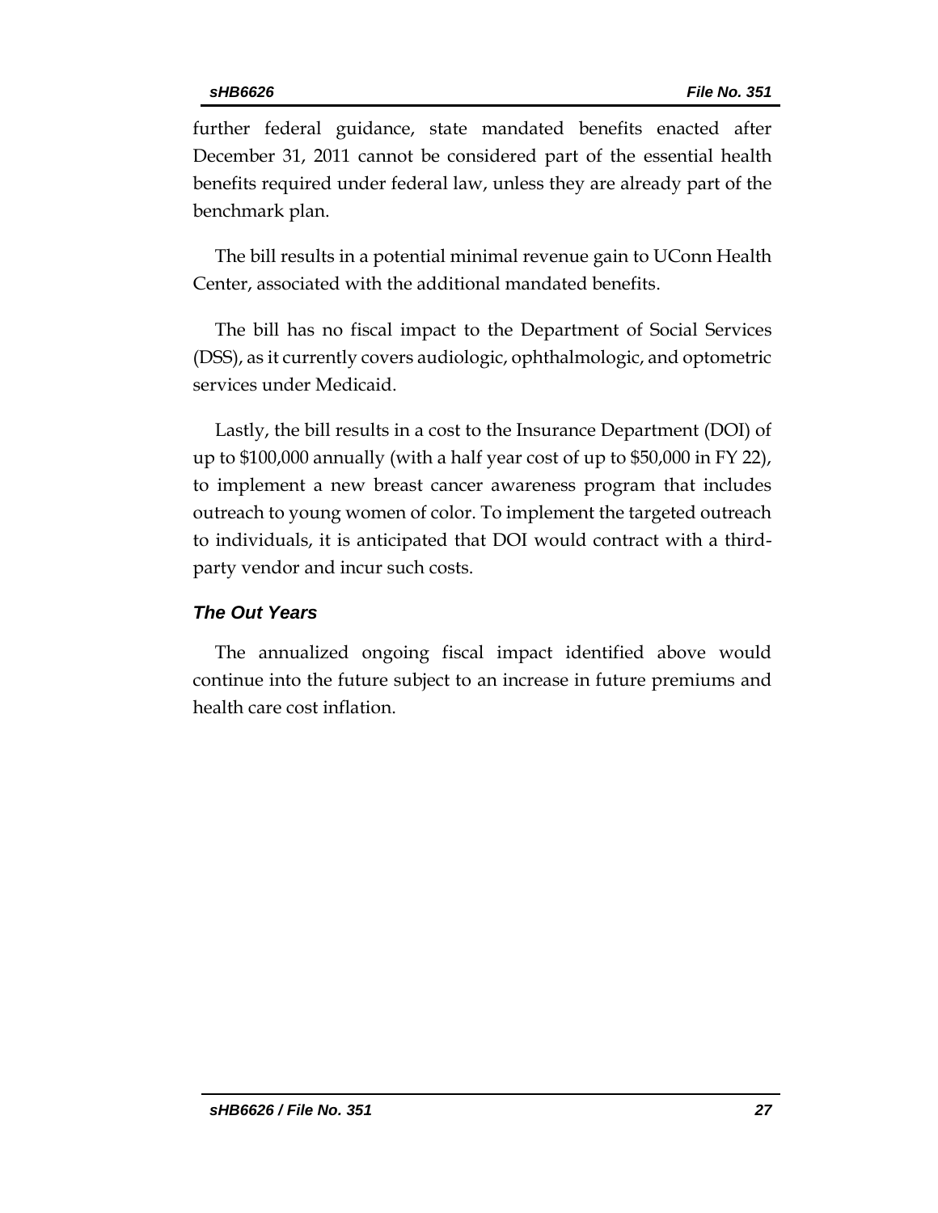further federal guidance, state mandated benefits enacted after December 31, 2011 cannot be considered part of the essential health benefits required under federal law, unless they are already part of the benchmark plan.

The bill results in a potential minimal revenue gain to UConn Health Center, associated with the additional mandated benefits.

The bill has no fiscal impact to the Department of Social Services (DSS), as it currently covers audiologic, ophthalmologic, and optometric services under Medicaid.

Lastly, the bill results in a cost to the Insurance Department (DOI) of up to $100,000 annually (with a half year cost of up to $50,000 in FY 22), to implement a new breast cancer awareness program that includes outreach to young women of color. To implement the targeted outreach to individuals, it is anticipated that DOI would contract with a third-party vendor and incur such costs.

### *The Out Years*

The annualized ongoing fiscal impact identified above would continue into the future subject to an increase in future premiums and health care cost inflation.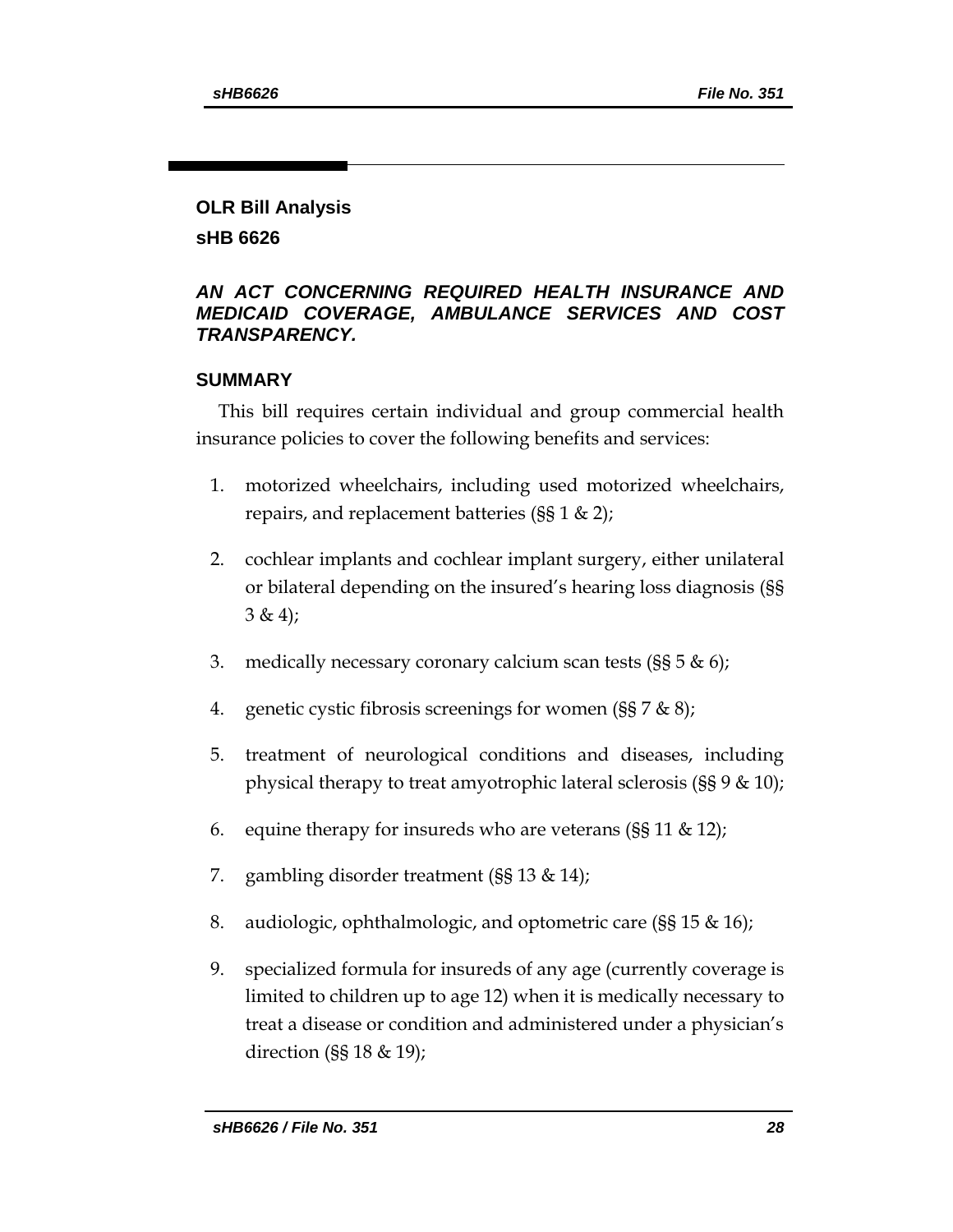## OLR Bill Analysis

### sHB 6626

***AN ACT CONCERNING REQUIRED HEALTH INSURANCE AND MEDICAID COVERAGE, AMBULANCE SERVICES AND COST TRANSPARENCY.***

### SUMMARY

This bill requires certain individual and group commercial health insurance policies to cover the following benefits and services:

1. motorized wheelchairs, including used motorized wheelchairs, repairs, and replacement batteries (§§ 1 & 2);
2. cochlear implants and cochlear implant surgery, either unilateral or bilateral depending on the insured's hearing loss diagnosis (§§ 3 & 4);
3. medically necessary coronary calcium scan tests (§§ 5 & 6);
4. genetic cystic fibrosis screenings for women (§§ 7 & 8);
5. treatment of neurological conditions and diseases, including physical therapy to treat amyotrophic lateral sclerosis (§§ 9 & 10);
6. equine therapy for insureds who are veterans (§§ 11 & 12);
7. gambling disorder treatment (§§ 13 & 14);
8. audiologic, ophthalmologic, and optometric care (§§ 15 & 16);
9. specialized formula for insureds of any age (currently coverage is limited to children up to age 12) when it is medically necessary to treat a disease or condition and administered under a physician's direction (§§ 18 & 19);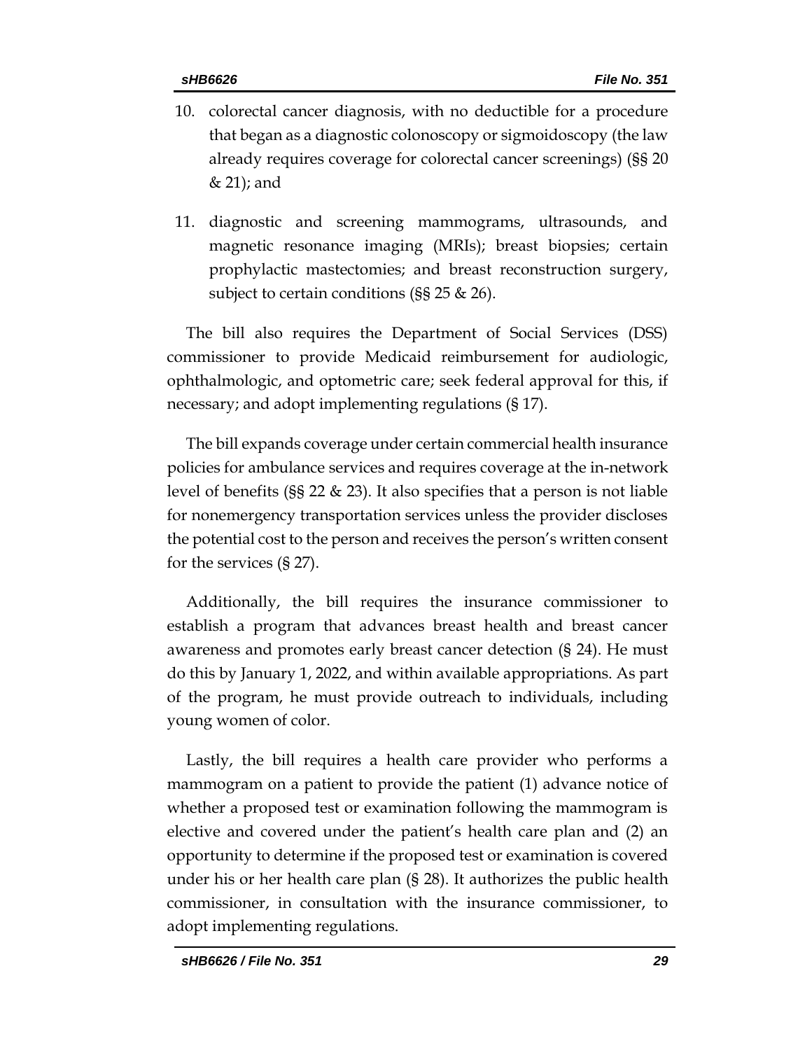10. colorectal cancer diagnosis, with no deductible for a procedure that began as a diagnostic colonoscopy or sigmoidoscopy (the law already requires coverage for colorectal cancer screenings) (§§ 20 & 21); and

11. diagnostic and screening mammograms, ultrasounds, and magnetic resonance imaging (MRIs); breast biopsies; certain prophylactic mastectomies; and breast reconstruction surgery, subject to certain conditions (§§ 25 & 26).

The bill also requires the Department of Social Services (DSS) commissioner to provide Medicaid reimbursement for audiologic, ophthalmologic, and optometric care; seek federal approval for this, if necessary; and adopt implementing regulations (§ 17).

The bill expands coverage under certain commercial health insurance policies for ambulance services and requires coverage at the in-network level of benefits (§§ 22 & 23). It also specifies that a person is not liable for nonemergency transportation services unless the provider discloses the potential cost to the person and receives the person's written consent for the services (§ 27).

Additionally, the bill requires the insurance commissioner to establish a program that advances breast health and breast cancer awareness and promotes early breast cancer detection (§ 24). He must do this by January 1, 2022, and within available appropriations. As part of the program, he must provide outreach to individuals, including young women of color.

Lastly, the bill requires a health care provider who performs a mammogram on a patient to provide the patient (1) advance notice of whether a proposed test or examination following the mammogram is elective and covered under the patient's health care plan and (2) an opportunity to determine if the proposed test or examination is covered under his or her health care plan (§ 28). It authorizes the public health commissioner, in consultation with the insurance commissioner, to adopt implementing regulations.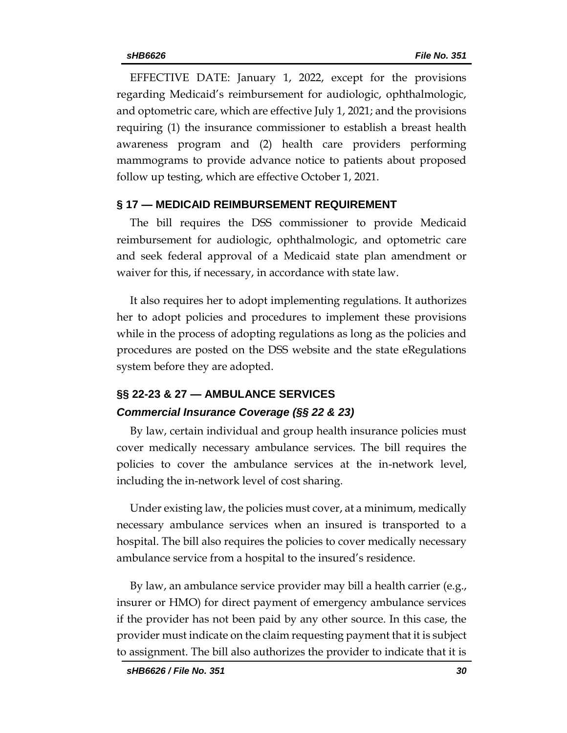EFFECTIVE DATE: January 1, 2022, except for the provisions regarding Medicaid's reimbursement for audiologic, ophthalmologic, and optometric care, which are effective July 1, 2021; and the provisions requiring (1) the insurance commissioner to establish a breast health awareness program and (2) health care providers performing mammograms to provide advance notice to patients about proposed follow up testing, which are effective October 1, 2021.

## § 17 — MEDICAID REIMBURSEMENT REQUIREMENT

The bill requires the DSS commissioner to provide Medicaid reimbursement for audiologic, ophthalmologic, and optometric care and seek federal approval of a Medicaid state plan amendment or waiver for this, if necessary, in accordance with state law.

It also requires her to adopt implementing regulations. It authorizes her to adopt policies and procedures to implement these provisions while in the process of adopting regulations as long as the policies and procedures are posted on the DSS website and the state eRegulations system before they are adopted.

## §§ 22-23 & 27 — AMBULANCE SERVICES

### *Commercial Insurance Coverage (§§ 22 & 23)*

By law, certain individual and group health insurance policies must cover medically necessary ambulance services. The bill requires the policies to cover the ambulance services at the in-network level, including the in-network level of cost sharing.

Under existing law, the policies must cover, at a minimum, medically necessary ambulance services when an insured is transported to a hospital. The bill also requires the policies to cover medically necessary ambulance service from a hospital to the insured's residence.

By law, an ambulance service provider may bill a health carrier (e.g., insurer or HMO) for direct payment of emergency ambulance services if the provider has not been paid by any other source. In this case, the provider must indicate on the claim requesting payment that it is subject to assignment. The bill also authorizes the provider to indicate that it is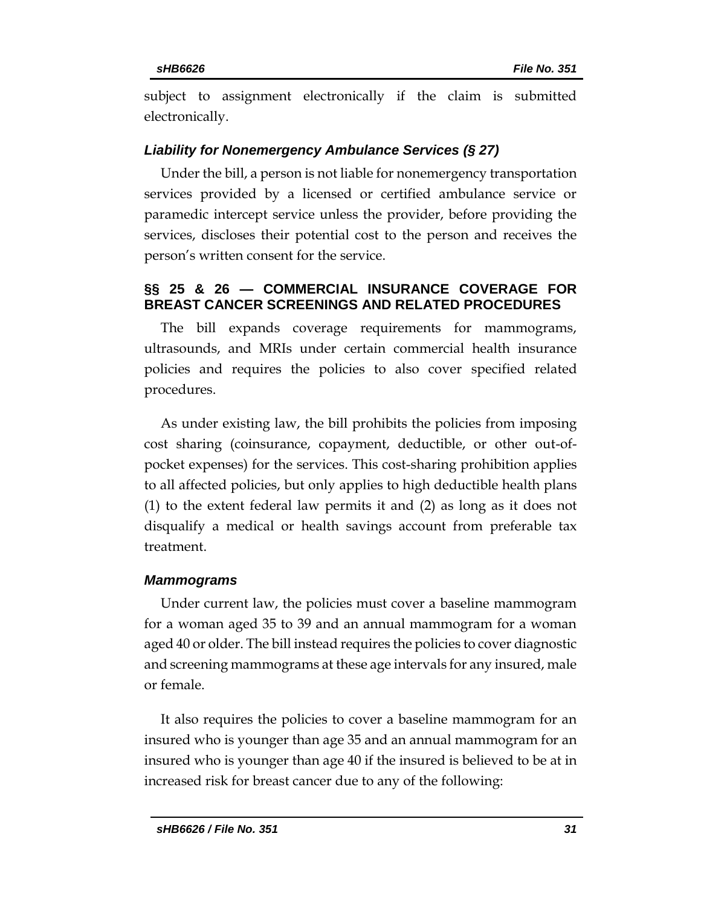subject to assignment electronically if the claim is submitted electronically.

### *Liability for Nonemergency Ambulance Services (§ 27)*

Under the bill, a person is not liable for nonemergency transportation services provided by a licensed or certified ambulance service or paramedic intercept service unless the provider, before providing the services, discloses their potential cost to the person and receives the person's written consent for the service.

## §§ 25 & 26 — COMMERCIAL INSURANCE COVERAGE FOR BREAST CANCER SCREENINGS AND RELATED PROCEDURES

The bill expands coverage requirements for mammograms, ultrasounds, and MRIs under certain commercial health insurance policies and requires the policies to also cover specified related procedures.

As under existing law, the bill prohibits the policies from imposing cost sharing (coinsurance, copayment, deductible, or other out-of-pocket expenses) for the services. This cost-sharing prohibition applies to all affected policies, but only applies to high deductible health plans (1) to the extent federal law permits it and (2) as long as it does not disqualify a medical or health savings account from preferable tax treatment.

### *Mammograms*

Under current law, the policies must cover a baseline mammogram for a woman aged 35 to 39 and an annual mammogram for a woman aged 40 or older. The bill instead requires the policies to cover diagnostic and screening mammograms at these age intervals for any insured, male or female.

It also requires the policies to cover a baseline mammogram for an insured who is younger than age 35 and an annual mammogram for an insured who is younger than age 40 if the insured is believed to be at in increased risk for breast cancer due to any of the following: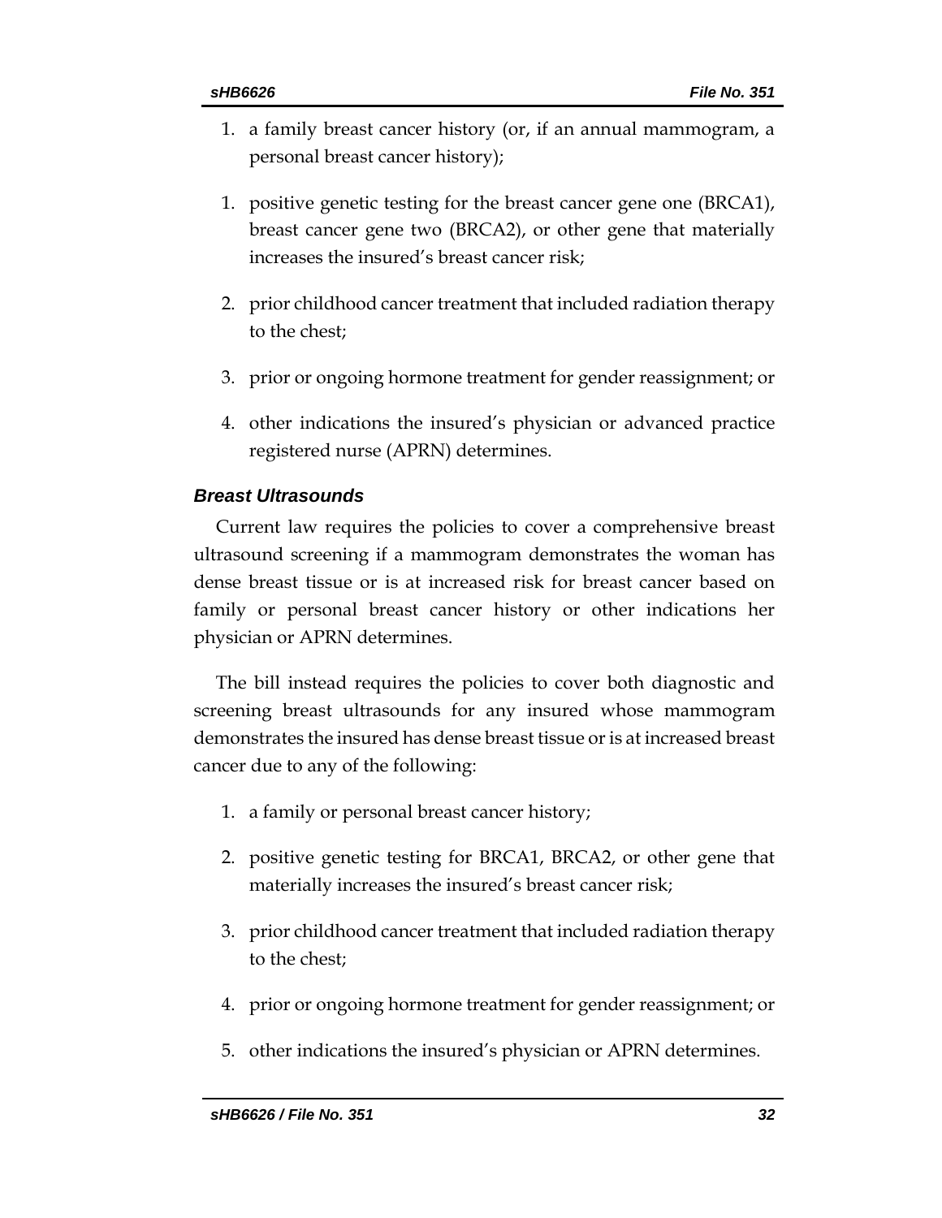1. a family breast cancer history (or, if an annual mammogram, a personal breast cancer history);

1. positive genetic testing for the breast cancer gene one (BRCA1), breast cancer gene two (BRCA2), or other gene that materially increases the insured's breast cancer risk;

2. prior childhood cancer treatment that included radiation therapy to the chest;

3. prior or ongoing hormone treatment for gender reassignment; or

4. other indications the insured's physician or advanced practice registered nurse (APRN) determines.

### *Breast Ultrasounds*

Current law requires the policies to cover a comprehensive breast ultrasound screening if a mammogram demonstrates the woman has dense breast tissue or is at increased risk for breast cancer based on family or personal breast cancer history or other indications her physician or APRN determines.

The bill instead requires the policies to cover both diagnostic and screening breast ultrasounds for any insured whose mammogram demonstrates the insured has dense breast tissue or is at increased breast cancer due to any of the following:

1. a family or personal breast cancer history;

2. positive genetic testing for BRCA1, BRCA2, or other gene that materially increases the insured's breast cancer risk;

3. prior childhood cancer treatment that included radiation therapy to the chest;

4. prior or ongoing hormone treatment for gender reassignment; or

5. other indications the insured's physician or APRN determines.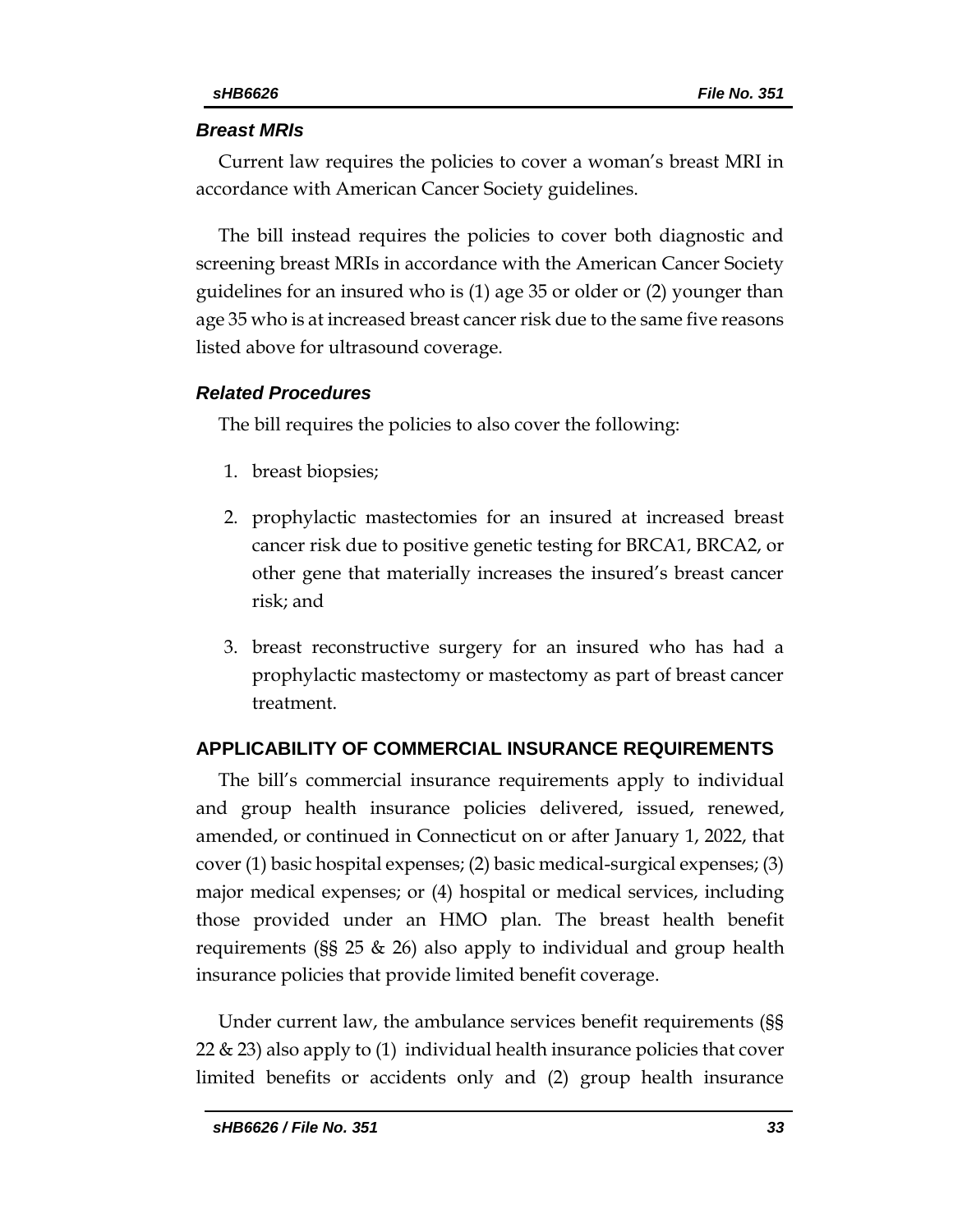### *Breast MRIs*

Current law requires the policies to cover a woman's breast MRI in accordance with American Cancer Society guidelines.

The bill instead requires the policies to cover both diagnostic and screening breast MRIs in accordance with the American Cancer Society guidelines for an insured who is (1) age 35 or older or (2) younger than age 35 who is at increased breast cancer risk due to the same five reasons listed above for ultrasound coverage.

### *Related Procedures*

The bill requires the policies to also cover the following:

1. breast biopsies;
2. prophylactic mastectomies for an insured at increased breast cancer risk due to positive genetic testing for BRCA1, BRCA2, or other gene that materially increases the insured's breast cancer risk; and
3. breast reconstructive surgery for an insured who has had a prophylactic mastectomy or mastectomy as part of breast cancer treatment.

## APPLICABILITY OF COMMERCIAL INSURANCE REQUIREMENTS

The bill's commercial insurance requirements apply to individual and group health insurance policies delivered, issued, renewed, amended, or continued in Connecticut on or after January 1, 2022, that cover (1) basic hospital expenses; (2) basic medical-surgical expenses; (3) major medical expenses; or (4) hospital or medical services, including those provided under an HMO plan. The breast health benefit requirements (§§ 25 & 26) also apply to individual and group health insurance policies that provide limited benefit coverage.

Under current law, the ambulance services benefit requirements (§§ 22 & 23) also apply to (1) individual health insurance policies that cover limited benefits or accidents only and (2) group health insurance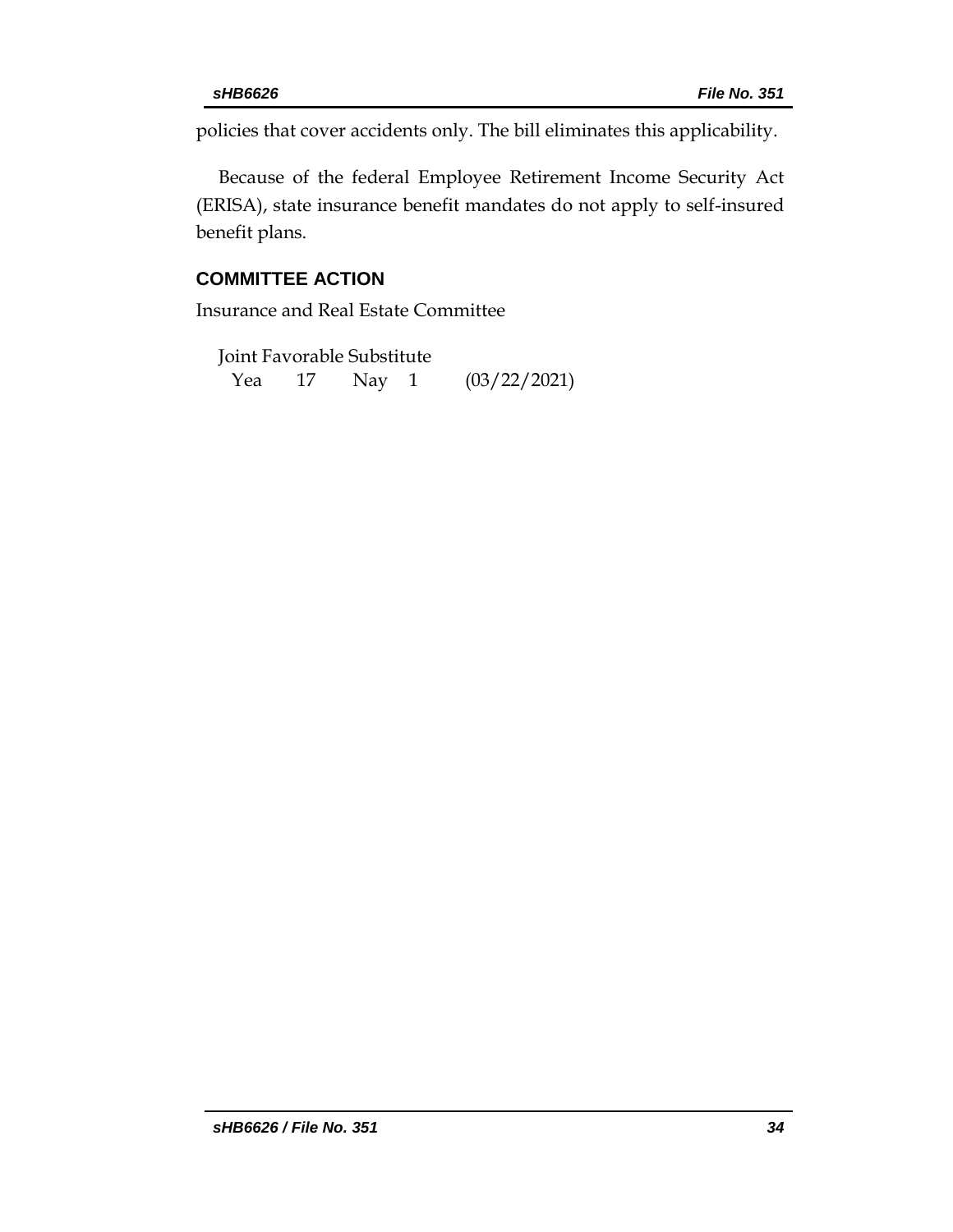policies that cover accidents only. The bill eliminates this applicability.

Because of the federal Employee Retirement Income Security Act (ERISA), state insurance benefit mandates do not apply to self-insured benefit plans.

## COMMITTEE ACTION

Insurance and Real Estate Committee

| | | | | |
|---|---|---|---|---|
| Joint Favorable Substitute | | | | |
| Yea | 17 | Nay | 1 | (03/22/2021) |